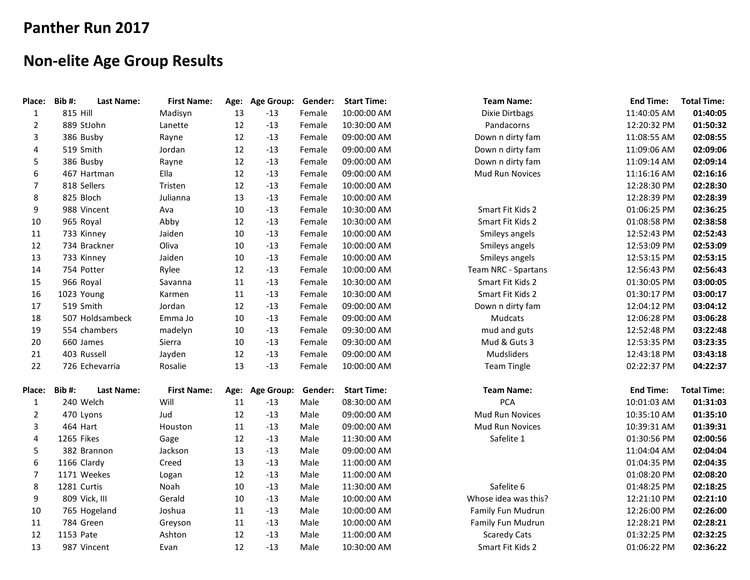# Panther Run 2017

## Non-elite Age Group Results

| Place: | Bib #: | Last Name: | First Name: | Age: | Age Group: | Gender: | Start Time: | Team Name: | End Time: | Total Time: |
|---|---|---|---|---|---|---|---|---|---|---|
| 1 | 815 | Hill | Madisyn | 13 | -13 | Female | 10:00:00 AM | Dixie Dirtbags | 11:40:05 AM | **01:40:05** |
| 2 | 889 | StJohn | Lanette | 12 | -13 | Female | 10:30:00 AM | Pandacorns | 12:20:32 PM | **01:50:32** |
| 3 | 386 | Busby | Rayne | 12 | -13 | Female | 09:00:00 AM | Down n dirty fam | 11:08:55 AM | **02:08:55** |
| 4 | 519 | Smith | Jordan | 12 | -13 | Female | 09:00:00 AM | Down n dirty fam | 11:09:06 AM | **02:09:06** |
| 5 | 386 | Busby | Rayne | 12 | -13 | Female | 09:00:00 AM | Down n dirty fam | 11:09:14 AM | **02:09:14** |
| 6 | 467 | Hartman | Ella | 12 | -13 | Female | 09:00:00 AM | Mud Run Novices | 11:16:16 AM | **02:16:16** |
| 7 | 818 | Sellers | Tristen | 12 | -13 | Female | 10:00:00 AM | | 12:28:30 PM | **02:28:30** |
| 8 | 825 | Bloch | Julianna | 13 | -13 | Female | 10:00:00 AM | | 12:28:39 PM | **02:28:39** |
| 9 | 988 | Vincent | Ava | 10 | -13 | Female | 10:30:00 AM | Smart Fit Kids 2 | 01:06:25 PM | **02:36:25** |
| 10 | 965 | Royal | Abby | 12 | -13 | Female | 10:30:00 AM | Smart Fit Kids 2 | 01:08:58 PM | **02:38:58** |
| 11 | 733 | Kinney | Jaiden | 10 | -13 | Female | 10:00:00 AM | Smileys angels | 12:52:43 PM | **02:52:43** |
| 12 | 734 | Brackner | Oliva | 10 | -13 | Female | 10:00:00 AM | Smileys angels | 12:53:09 PM | **02:53:09** |
| 13 | 733 | Kinney | Jaiden | 10 | -13 | Female | 10:00:00 AM | Smileys angels | 12:53:15 PM | **02:53:15** |
| 14 | 754 | Potter | Rylee | 12 | -13 | Female | 10:00:00 AM | Team NRC - Spartans | 12:56:43 PM | **02:56:43** |
| 15 | 966 | Royal | Savanna | 11 | -13 | Female | 10:30:00 AM | Smart Fit Kids 2 | 01:30:05 PM | **03:00:05** |
| 16 | 1023 | Young | Karmen | 11 | -13 | Female | 10:30:00 AM | Smart Fit Kids 2 | 01:30:17 PM | **03:00:17** |
| 17 | 519 | Smith | Jordan | 12 | -13 | Female | 09:00:00 AM | Down n dirty fam | 12:04:12 PM | **03:04:12** |
| 18 | 507 | Holdsambeck | Emma Jo | 10 | -13 | Female | 09:00:00 AM | Mudcats | 12:06:28 PM | **03:06:28** |
| 19 | 554 | chambers | madelyn | 10 | -13 | Female | 09:30:00 AM | mud and guts | 12:52:48 PM | **03:22:48** |
| 20 | 660 | James | Sierra | 10 | -13 | Female | 09:30:00 AM | Mud & Guts 3 | 12:53:35 PM | **03:23:35** |
| 21 | 403 | Russell | Jayden | 12 | -13 | Female | 09:00:00 AM | Mudsliders | 12:43:18 PM | **03:43:18** |
| 22 | 726 | Echevarria | Rosalie | 13 | -13 | Female | 10:00:00 AM | Team Tingle | 02:22:37 PM | **04:22:37** |

| Place: | Bib #: | Last Name: | First Name: | Age: | Age Group: | Gender: | Start Time: | Team Name: | End Time: | Total Time: |
|---|---|---|---|---|---|---|---|---|---|---|
| 1 | 240 | Welch | Will | 11 | -13 | Male | 08:30:00 AM | PCA | 10:01:03 AM | **01:31:03** |
| 2 | 470 | Lyons | Jud | 12 | -13 | Male | 09:00:00 AM | Mud Run Novices | 10:35:10 AM | **01:35:10** |
| 3 | 464 | Hart | Houston | 11 | -13 | Male | 09:00:00 AM | Mud Run Novices | 10:39:31 AM | **01:39:31** |
| 4 | 1265 | Fikes | Gage | 12 | -13 | Male | 11:30:00 AM | Safelite 1 | 01:30:56 PM | **02:00:56** |
| 5 | 382 | Brannon | Jackson | 13 | -13 | Male | 09:00:00 AM | | 11:04:04 AM | **02:04:04** |
| 6 | 1166 | Clardy | Creed | 13 | -13 | Male | 11:00:00 AM | | 01:04:35 PM | **02:04:35** |
| 7 | 1171 | Weekes | Logan | 12 | -13 | Male | 11:00:00 AM | | 01:08:20 PM | **02:08:20** |
| 8 | 1281 | Curtis | Noah | 10 | -13 | Male | 11:30:00 AM | Safelite 6 | 01:48:25 PM | **02:18:25** |
| 9 | 809 | Vick, III | Gerald | 10 | -13 | Male | 10:00:00 AM | Whose idea was this? | 12:21:10 PM | **02:21:10** |
| 10 | 765 | Hogeland | Joshua | 11 | -13 | Male | 10:00:00 AM | Family Fun Mudrun | 12:26:00 PM | **02:26:00** |
| 11 | 784 | Green | Greyson | 11 | -13 | Male | 10:00:00 AM | Family Fun Mudrun | 12:28:21 PM | **02:28:21** |
| 12 | 1153 | Pate | Ashton | 12 | -13 | Male | 11:00:00 AM | Scaredy Cats | 01:32:25 PM | **02:32:25** |
| 13 | 987 | Vincent | Evan | 12 | -13 | Male | 10:30:00 AM | Smart Fit Kids 2 | 01:06:22 PM | **02:36:22** |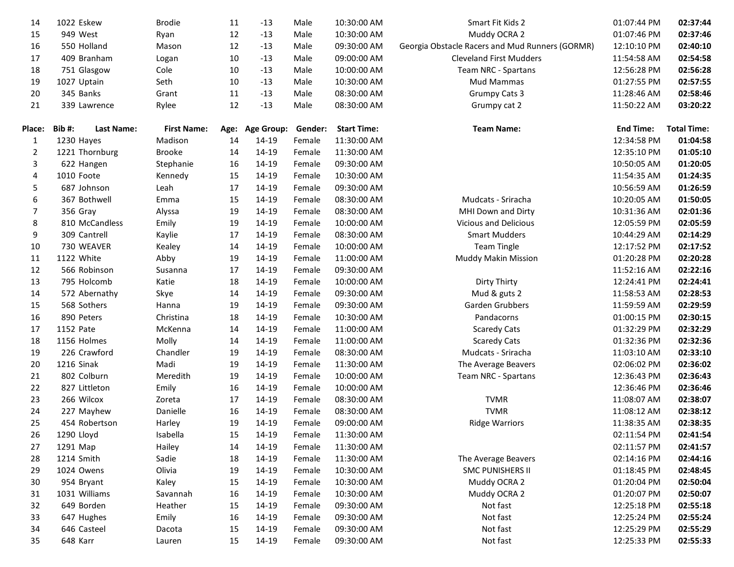| 14 | 1022 | Eskew | Brodie | 11 | -13 | Male | 10:30:00 AM | Smart Fit Kids 2 | 01:07:44 PM | **02:37:44** |
|---|---|---|---|---|---|---|---|---|---|---|
| 15 | 949 | West | Ryan | 12 | -13 | Male | 10:30:00 AM | Muddy OCRA 2 | 01:07:46 PM | **02:37:46** |
| 16 | 550 | Holland | Mason | 12 | -13 | Male | 09:30:00 AM | Georgia Obstacle Racers and Mud Runners (GORMR) | 12:10:10 PM | **02:40:10** |
| 17 | 409 | Branham | Logan | 10 | -13 | Male | 09:00:00 AM | Cleveland First Mudders | 11:54:58 AM | **02:54:58** |
| 18 | 751 | Glasgow | Cole | 10 | -13 | Male | 10:00:00 AM | Team NRC - Spartans | 12:56:28 PM | **02:56:28** |
| 19 | 1027 | Uptain | Seth | 10 | -13 | Male | 10:30:00 AM | Mud Mammas | 01:27:55 PM | **02:57:55** |
| 20 | 345 | Banks | Grant | 11 | -13 | Male | 08:30:00 AM | Grumpy Cats 3 | 11:28:46 AM | **02:58:46** |
| 21 | 339 | Lawrence | Rylee | 12 | -13 | Male | 08:30:00 AM | Grumpy cat 2 | 11:50:22 AM | **03:20:22** |

| Place: | Bib #: | Last Name: | First Name: | Age: | Age Group: | Gender: | Start Time: | Team Name: | End Time: | Total Time: |
|---|---|---|---|---|---|---|---|---|---|---|
| 1 | 1230 | Hayes | Madison | 14 | 14-19 | Female | 11:30:00 AM | | 12:34:58 PM | **01:04:58** |
| 2 | 1221 | Thornburg | Brooke | 14 | 14-19 | Female | 11:30:00 AM | | 12:35:10 PM | **01:05:10** |
| 3 | 622 | Hangen | Stephanie | 16 | 14-19 | Female | 09:30:00 AM | | 10:50:05 AM | **01:20:05** |
| 4 | 1010 | Foote | Kennedy | 15 | 14-19 | Female | 10:30:00 AM | | 11:54:35 AM | **01:24:35** |
| 5 | 687 | Johnson | Leah | 17 | 14-19 | Female | 09:30:00 AM | | 10:56:59 AM | **01:26:59** |
| 6 | 367 | Bothwell | Emma | 15 | 14-19 | Female | 08:30:00 AM | Mudcats - Sriracha | 10:20:05 AM | **01:50:05** |
| 7 | 356 | Gray | Alyssa | 19 | 14-19 | Female | 08:30:00 AM | MHI Down and Dirty | 10:31:36 AM | **02:01:36** |
| 8 | 810 | McCandless | Emily | 19 | 14-19 | Female | 10:00:00 AM | Vicious and Delicious | 12:05:59 PM | **02:05:59** |
| 9 | 309 | Cantrell | Kaylie | 17 | 14-19 | Female | 08:30:00 AM | Smart Mudders | 10:44:29 AM | **02:14:29** |
| 10 | 730 | WEAVER | Kealey | 14 | 14-19 | Female | 10:00:00 AM | Team Tingle | 12:17:52 PM | **02:17:52** |
| 11 | 1122 | White | Abby | 19 | 14-19 | Female | 11:00:00 AM | Muddy Makin Mission | 01:20:28 PM | **02:20:28** |
| 12 | 566 | Robinson | Susanna | 17 | 14-19 | Female | 09:30:00 AM | | 11:52:16 AM | **02:22:16** |
| 13 | 795 | Holcomb | Katie | 18 | 14-19 | Female | 10:00:00 AM | Dirty Thirty | 12:24:41 PM | **02:24:41** |
| 14 | 572 | Abernathy | Skye | 14 | 14-19 | Female | 09:30:00 AM | Mud & guts 2 | 11:58:53 AM | **02:28:53** |
| 15 | 568 | Sothers | Hanna | 19 | 14-19 | Female | 09:30:00 AM | Garden Grubbers | 11:59:59 AM | **02:29:59** |
| 16 | 890 | Peters | Christina | 18 | 14-19 | Female | 10:30:00 AM | Pandacorns | 01:00:15 PM | **02:30:15** |
| 17 | 1152 | Pate | McKenna | 14 | 14-19 | Female | 11:00:00 AM | Scaredy Cats | 01:32:29 PM | **02:32:29** |
| 18 | 1156 | Holmes | Molly | 14 | 14-19 | Female | 11:00:00 AM | Scaredy Cats | 01:32:36 PM | **02:32:36** |
| 19 | 226 | Crawford | Chandler | 19 | 14-19 | Female | 08:30:00 AM | Mudcats - Sriracha | 11:03:10 AM | **02:33:10** |
| 20 | 1216 | Sinak | Madi | 19 | 14-19 | Female | 11:30:00 AM | The Average Beavers | 02:06:02 PM | **02:36:02** |
| 21 | 802 | Colburn | Meredith | 19 | 14-19 | Female | 10:00:00 AM | Team NRC - Spartans | 12:36:43 PM | **02:36:43** |
| 22 | 827 | Littleton | Emily | 16 | 14-19 | Female | 10:00:00 AM | | 12:36:46 PM | **02:36:46** |
| 23 | 266 | Wilcox | Zoreta | 17 | 14-19 | Female | 08:30:00 AM | TVMR | 11:08:07 AM | **02:38:07** |
| 24 | 227 | Mayhew | Danielle | 16 | 14-19 | Female | 08:30:00 AM | TVMR | 11:08:12 AM | **02:38:12** |
| 25 | 454 | Robertson | Harley | 19 | 14-19 | Female | 09:00:00 AM | Ridge Warriors | 11:38:35 AM | **02:38:35** |
| 26 | 1290 | Lloyd | Isabella | 15 | 14-19 | Female | 11:30:00 AM | | 02:11:54 PM | **02:41:54** |
| 27 | 1291 | Map | Hailey | 14 | 14-19 | Female | 11:30:00 AM | | 02:11:57 PM | **02:41:57** |
| 28 | 1214 | Smith | Sadie | 18 | 14-19 | Female | 11:30:00 AM | The Average Beavers | 02:14:16 PM | **02:44:16** |
| 29 | 1024 | Owens | Olivia | 19 | 14-19 | Female | 10:30:00 AM | SMC PUNISHERS II | 01:18:45 PM | **02:48:45** |
| 30 | 954 | Bryant | Kaley | 15 | 14-19 | Female | 10:30:00 AM | Muddy OCRA 2 | 01:20:04 PM | **02:50:04** |
| 31 | 1031 | Williams | Savannah | 16 | 14-19 | Female | 10:30:00 AM | Muddy OCRA 2 | 01:20:07 PM | **02:50:07** |
| 32 | 649 | Borden | Heather | 15 | 14-19 | Female | 09:30:00 AM | Not fast | 12:25:18 PM | **02:55:18** |
| 33 | 647 | Hughes | Emily | 16 | 14-19 | Female | 09:30:00 AM | Not fast | 12:25:24 PM | **02:55:24** |
| 34 | 646 | Casteel | Dacota | 15 | 14-19 | Female | 09:30:00 AM | Not fast | 12:25:29 PM | **02:55:29** |
| 35 | 648 | Karr | Lauren | 15 | 14-19 | Female | 09:30:00 AM | Not fast | 12:25:33 PM | **02:55:33** |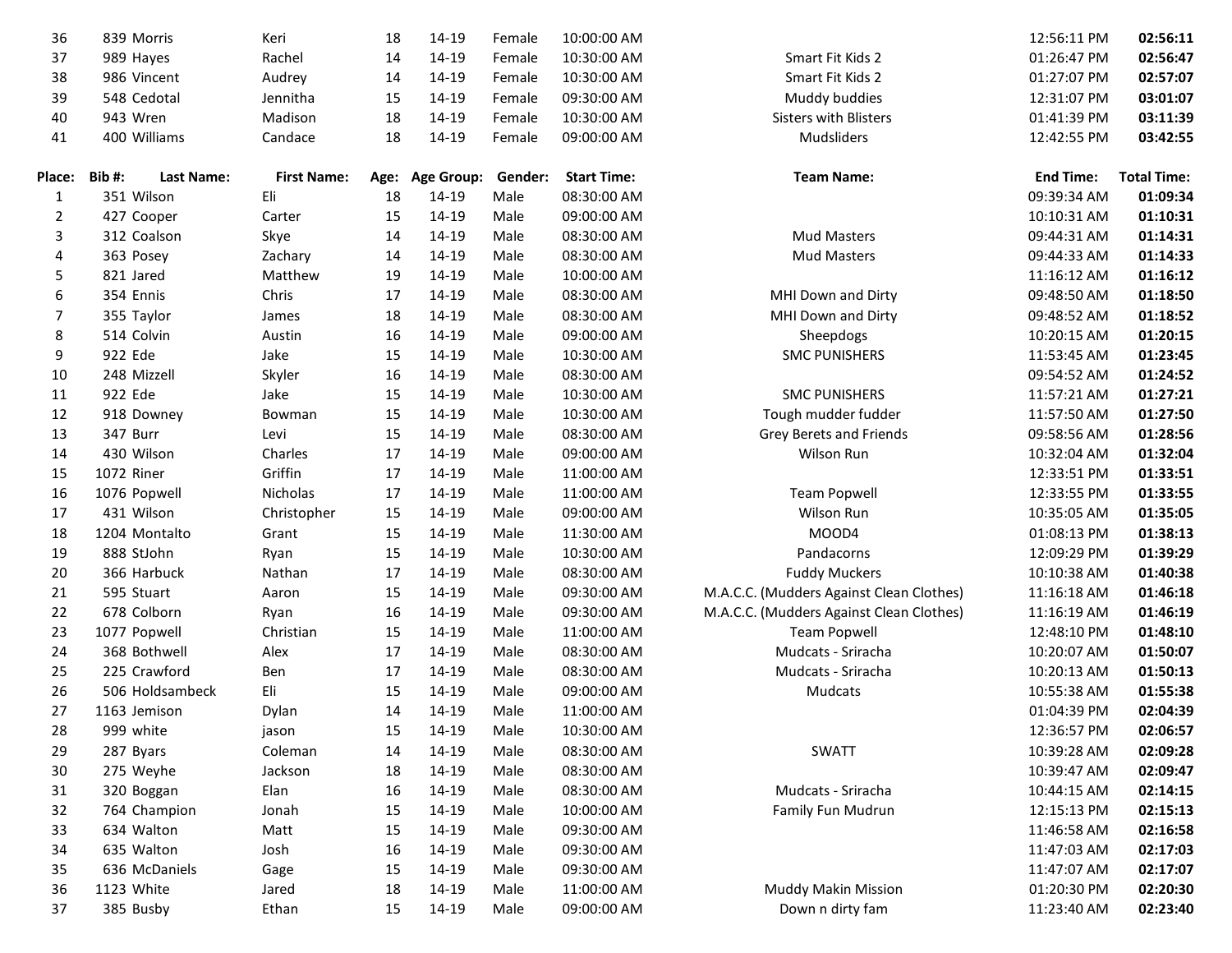| Place: | Bib #: | Last Name: | First Name: | Age: | Age Group: | Gender: | Start Time: | Team Name: | End Time: | Total Time: |
|---|---|---|---|---|---|---|---|---|---|---|
| 36 | 839 | Morris | Keri | 18 | 14-19 | Female | 10:00:00 AM | | 12:56:11 PM | **02:56:11** |
| 37 | 989 | Hayes | Rachel | 14 | 14-19 | Female | 10:30:00 AM | Smart Fit Kids 2 | 01:26:47 PM | **02:56:47** |
| 38 | 986 | Vincent | Audrey | 14 | 14-19 | Female | 10:30:00 AM | Smart Fit Kids 2 | 01:27:07 PM | **02:57:07** |
| 39 | 548 | Cedotal | Jennitha | 15 | 14-19 | Female | 09:30:00 AM | Muddy buddies | 12:31:07 PM | **03:01:07** |
| 40 | 943 | Wren | Madison | 18 | 14-19 | Female | 10:30:00 AM | Sisters with Blisters | 01:41:39 PM | **03:11:39** |
| 41 | 400 | Williams | Candace | 18 | 14-19 | Female | 09:00:00 AM | Mudsliders | 12:42:55 PM | **03:42:55** |

| Place: | Bib #: | Last Name: | First Name: | Age: | Age Group: | Gender: | Start Time: | Team Name: | End Time: | Total Time: |
|---|---|---|---|---|---|---|---|---|---|---|
| 1 | 351 | Wilson | Eli | 18 | 14-19 | Male | 08:30:00 AM | | 09:39:34 AM | **01:09:34** |
| 2 | 427 | Cooper | Carter | 15 | 14-19 | Male | 09:00:00 AM | | 10:10:31 AM | **01:10:31** |
| 3 | 312 | Coalson | Skye | 14 | 14-19 | Male | 08:30:00 AM | Mud Masters | 09:44:31 AM | **01:14:31** |
| 4 | 363 | Posey | Zachary | 14 | 14-19 | Male | 08:30:00 AM | Mud Masters | 09:44:33 AM | **01:14:33** |
| 5 | 821 | Jared | Matthew | 19 | 14-19 | Male | 10:00:00 AM | | 11:16:12 AM | **01:16:12** |
| 6 | 354 | Ennis | Chris | 17 | 14-19 | Male | 08:30:00 AM | MHI Down and Dirty | 09:48:50 AM | **01:18:50** |
| 7 | 355 | Taylor | James | 18 | 14-19 | Male | 08:30:00 AM | MHI Down and Dirty | 09:48:52 AM | **01:18:52** |
| 8 | 514 | Colvin | Austin | 16 | 14-19 | Male | 09:00:00 AM | Sheepdogs | 10:20:15 AM | **01:20:15** |
| 9 | 922 | Ede | Jake | 15 | 14-19 | Male | 10:30:00 AM | SMC PUNISHERS | 11:53:45 AM | **01:23:45** |
| 10 | 248 | Mizzell | Skyler | 16 | 14-19 | Male | 08:30:00 AM | | 09:54:52 AM | **01:24:52** |
| 11 | 922 | Ede | Jake | 15 | 14-19 | Male | 10:30:00 AM | SMC PUNISHERS | 11:57:21 AM | **01:27:21** |
| 12 | 918 | Downey | Bowman | 15 | 14-19 | Male | 10:30:00 AM | Tough mudder fudder | 11:57:50 AM | **01:27:50** |
| 13 | 347 | Burr | Levi | 15 | 14-19 | Male | 08:30:00 AM | Grey Berets and Friends | 09:58:56 AM | **01:28:56** |
| 14 | 430 | Wilson | Charles | 17 | 14-19 | Male | 09:00:00 AM | Wilson Run | 10:32:04 AM | **01:32:04** |
| 15 | 1072 | Riner | Griffin | 17 | 14-19 | Male | 11:00:00 AM | | 12:33:51 PM | **01:33:51** |
| 16 | 1076 | Popwell | Nicholas | 17 | 14-19 | Male | 11:00:00 AM | Team Popwell | 12:33:55 PM | **01:33:55** |
| 17 | 431 | Wilson | Christopher | 15 | 14-19 | Male | 09:00:00 AM | Wilson Run | 10:35:05 AM | **01:35:05** |
| 18 | 1204 | Montalto | Grant | 15 | 14-19 | Male | 11:30:00 AM | MOOD4 | 01:08:13 PM | **01:38:13** |
| 19 | 888 | StJohn | Ryan | 15 | 14-19 | Male | 10:30:00 AM | Pandacorns | 12:09:29 PM | **01:39:29** |
| 20 | 366 | Harbuck | Nathan | 17 | 14-19 | Male | 08:30:00 AM | Fuddy Muckers | 10:10:38 AM | **01:40:38** |
| 21 | 595 | Stuart | Aaron | 15 | 14-19 | Male | 09:30:00 AM | M.A.C.C. (Mudders Against Clean Clothes) | 11:16:18 AM | **01:46:18** |
| 22 | 678 | Colborn | Ryan | 16 | 14-19 | Male | 09:30:00 AM | M.A.C.C. (Mudders Against Clean Clothes) | 11:16:19 AM | **01:46:19** |
| 23 | 1077 | Popwell | Christian | 15 | 14-19 | Male | 11:00:00 AM | Team Popwell | 12:48:10 PM | **01:48:10** |
| 24 | 368 | Bothwell | Alex | 17 | 14-19 | Male | 08:30:00 AM | Mudcats - Sriracha | 10:20:07 AM | **01:50:07** |
| 25 | 225 | Crawford | Ben | 17 | 14-19 | Male | 08:30:00 AM | Mudcats - Sriracha | 10:20:13 AM | **01:50:13** |
| 26 | 506 | Holdsambeck | Eli | 15 | 14-19 | Male | 09:00:00 AM | Mudcats | 10:55:38 AM | **01:55:38** |
| 27 | 1163 | Jemison | Dylan | 14 | 14-19 | Male | 11:00:00 AM | | 01:04:39 PM | **02:04:39** |
| 28 | 999 | white | jason | 15 | 14-19 | Male | 10:30:00 AM | | 12:36:57 PM | **02:06:57** |
| 29 | 287 | Byars | Coleman | 14 | 14-19 | Male | 08:30:00 AM | SWATT | 10:39:28 AM | **02:09:28** |
| 30 | 275 | Weyhe | Jackson | 18 | 14-19 | Male | 08:30:00 AM | | 10:39:47 AM | **02:09:47** |
| 31 | 320 | Boggan | Elan | 16 | 14-19 | Male | 08:30:00 AM | Mudcats - Sriracha | 10:44:15 AM | **02:14:15** |
| 32 | 764 | Champion | Jonah | 15 | 14-19 | Male | 10:00:00 AM | Family Fun Mudrun | 12:15:13 PM | **02:15:13** |
| 33 | 634 | Walton | Matt | 15 | 14-19 | Male | 09:30:00 AM | | 11:46:58 AM | **02:16:58** |
| 34 | 635 | Walton | Josh | 16 | 14-19 | Male | 09:30:00 AM | | 11:47:03 AM | **02:17:03** |
| 35 | 636 | McDaniels | Gage | 15 | 14-19 | Male | 09:30:00 AM | | 11:47:07 AM | **02:17:07** |
| 36 | 1123 | White | Jared | 18 | 14-19 | Male | 11:00:00 AM | Muddy Makin Mission | 01:20:30 PM | **02:20:30** |
| 37 | 385 | Busby | Ethan | 15 | 14-19 | Male | 09:00:00 AM | Down n dirty fam | 11:23:40 AM | **02:23:40** |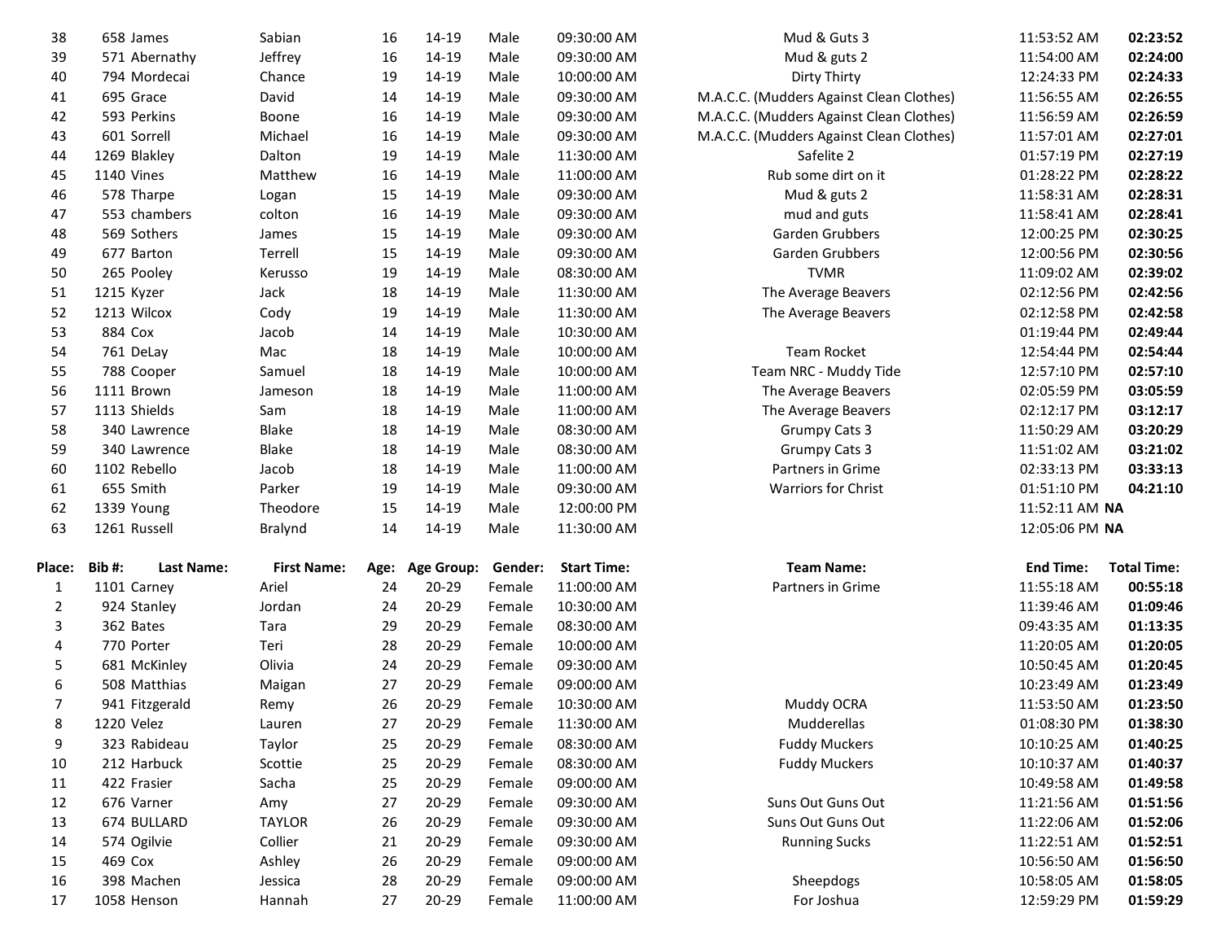| 38 | 658 | James | Sabian | 16 | 14-19 | Male | 09:30:00 AM | Mud & Guts 3 | 11:53:52 AM | **02:23:52** |
|---|---|---|---|---|---|---|---|---|---|---|
| 39 | 571 | Abernathy | Jeffrey | 16 | 14-19 | Male | 09:30:00 AM | Mud & guts 2 | 11:54:00 AM | **02:24:00** |
| 40 | 794 | Mordecai | Chance | 19 | 14-19 | Male | 10:00:00 AM | Dirty Thirty | 12:24:33 PM | **02:24:33** |
| 41 | 695 | Grace | David | 14 | 14-19 | Male | 09:30:00 AM | M.A.C.C. (Mudders Against Clean Clothes) | 11:56:55 AM | **02:26:55** |
| 42 | 593 | Perkins | Boone | 16 | 14-19 | Male | 09:30:00 AM | M.A.C.C. (Mudders Against Clean Clothes) | 11:56:59 AM | **02:26:59** |
| 43 | 601 | Sorrell | Michael | 16 | 14-19 | Male | 09:30:00 AM | M.A.C.C. (Mudders Against Clean Clothes) | 11:57:01 AM | **02:27:01** |
| 44 | 1269 | Blakley | Dalton | 19 | 14-19 | Male | 11:30:00 AM | Safelite 2 | 01:57:19 PM | **02:27:19** |
| 45 | 1140 | Vines | Matthew | 16 | 14-19 | Male | 11:00:00 AM | Rub some dirt on it | 01:28:22 PM | **02:28:22** |
| 46 | 578 | Tharpe | Logan | 15 | 14-19 | Male | 09:30:00 AM | Mud & guts 2 | 11:58:31 AM | **02:28:31** |
| 47 | 553 | chambers | colton | 16 | 14-19 | Male | 09:30:00 AM | mud and guts | 11:58:41 AM | **02:28:41** |
| 48 | 569 | Sothers | James | 15 | 14-19 | Male | 09:30:00 AM | Garden Grubbers | 12:00:25 PM | **02:30:25** |
| 49 | 677 | Barton | Terrell | 15 | 14-19 | Male | 09:30:00 AM | Garden Grubbers | 12:00:56 PM | **02:30:56** |
| 50 | 265 | Pooley | Kerusso | 19 | 14-19 | Male | 08:30:00 AM | TVMR | 11:09:02 AM | **02:39:02** |
| 51 | 1215 | Kyzer | Jack | 18 | 14-19 | Male | 11:30:00 AM | The Average Beavers | 02:12:56 PM | **02:42:56** |
| 52 | 1213 | Wilcox | Cody | 19 | 14-19 | Male | 11:30:00 AM | The Average Beavers | 02:12:58 PM | **02:42:58** |
| 53 | 884 | Cox | Jacob | 14 | 14-19 | Male | 10:30:00 AM | | 01:19:44 PM | **02:49:44** |
| 54 | 761 | DeLay | Mac | 18 | 14-19 | Male | 10:00:00 AM | Team Rocket | 12:54:44 PM | **02:54:44** |
| 55 | 788 | Cooper | Samuel | 18 | 14-19 | Male | 10:00:00 AM | Team NRC - Muddy Tide | 12:57:10 PM | **02:57:10** |
| 56 | 1111 | Brown | Jameson | 18 | 14-19 | Male | 11:00:00 AM | The Average Beavers | 02:05:59 PM | **03:05:59** |
| 57 | 1113 | Shields | Sam | 18 | 14-19 | Male | 11:00:00 AM | The Average Beavers | 02:12:17 PM | **03:12:17** |
| 58 | 340 | Lawrence | Blake | 18 | 14-19 | Male | 08:30:00 AM | Grumpy Cats 3 | 11:50:29 AM | **03:20:29** |
| 59 | 340 | Lawrence | Blake | 18 | 14-19 | Male | 08:30:00 AM | Grumpy Cats 3 | 11:51:02 AM | **03:21:02** |
| 60 | 1102 | Rebello | Jacob | 18 | 14-19 | Male | 11:00:00 AM | Partners in Grime | 02:33:13 PM | **03:33:13** |
| 61 | 655 | Smith | Parker | 19 | 14-19 | Male | 09:30:00 AM | Warriors for Christ | 01:51:10 PM | **04:21:10** |
| 62 | 1339 | Young | Theodore | 15 | 14-19 | Male | 12:00:00 PM | | 11:52:11 AM | **NA** |
| 63 | 1261 | Russell | Bralynd | 14 | 14-19 | Male | 11:30:00 AM | | 12:05:06 PM | **NA** |

| Place: | Bib #: | Last Name: | First Name: | Age: | Age Group: | Gender: | Start Time: | Team Name: | End Time: | Total Time: |
|---|---|---|---|---|---|---|---|---|---|---|
| 1 | 1101 | Carney | Ariel | 24 | 20-29 | Female | 11:00:00 AM | Partners in Grime | 11:55:18 AM | **00:55:18** |
| 2 | 924 | Stanley | Jordan | 24 | 20-29 | Female | 10:30:00 AM | | 11:39:46 AM | **01:09:46** |
| 3 | 362 | Bates | Tara | 29 | 20-29 | Female | 08:30:00 AM | | 09:43:35 AM | **01:13:35** |
| 4 | 770 | Porter | Teri | 28 | 20-29 | Female | 10:00:00 AM | | 11:20:05 AM | **01:20:05** |
| 5 | 681 | McKinley | Olivia | 24 | 20-29 | Female | 09:30:00 AM | | 10:50:45 AM | **01:20:45** |
| 6 | 508 | Matthias | Maigan | 27 | 20-29 | Female | 09:00:00 AM | | 10:23:49 AM | **01:23:49** |
| 7 | 941 | Fitzgerald | Remy | 26 | 20-29 | Female | 10:30:00 AM | Muddy OCRA | 11:53:50 AM | **01:23:50** |
| 8 | 1220 | Velez | Lauren | 27 | 20-29 | Female | 11:30:00 AM | Mudderellas | 01:08:30 PM | **01:38:30** |
| 9 | 323 | Rabideau | Taylor | 25 | 20-29 | Female | 08:30:00 AM | Fuddy Muckers | 10:10:25 AM | **01:40:25** |
| 10 | 212 | Harbuck | Scottie | 25 | 20-29 | Female | 08:30:00 AM | Fuddy Muckers | 10:10:37 AM | **01:40:37** |
| 11 | 422 | Frasier | Sacha | 25 | 20-29 | Female | 09:00:00 AM | | 10:49:58 AM | **01:49:58** |
| 12 | 676 | Varner | Amy | 27 | 20-29 | Female | 09:30:00 AM | Suns Out Guns Out | 11:21:56 AM | **01:51:56** |
| 13 | 674 | BULLARD | TAYLOR | 26 | 20-29 | Female | 09:30:00 AM | Suns Out Guns Out | 11:22:06 AM | **01:52:06** |
| 14 | 574 | Ogilvie | Collier | 21 | 20-29 | Female | 09:30:00 AM | Running Sucks | 11:22:51 AM | **01:52:51** |
| 15 | 469 | Cox | Ashley | 26 | 20-29 | Female | 09:00:00 AM | | 10:56:50 AM | **01:56:50** |
| 16 | 398 | Machen | Jessica | 28 | 20-29 | Female | 09:00:00 AM | Sheepdogs | 10:58:05 AM | **01:58:05** |
| 17 | 1058 | Henson | Hannah | 27 | 20-29 | Female | 11:00:00 AM | For Joshua | 12:59:29 PM | **01:59:29** |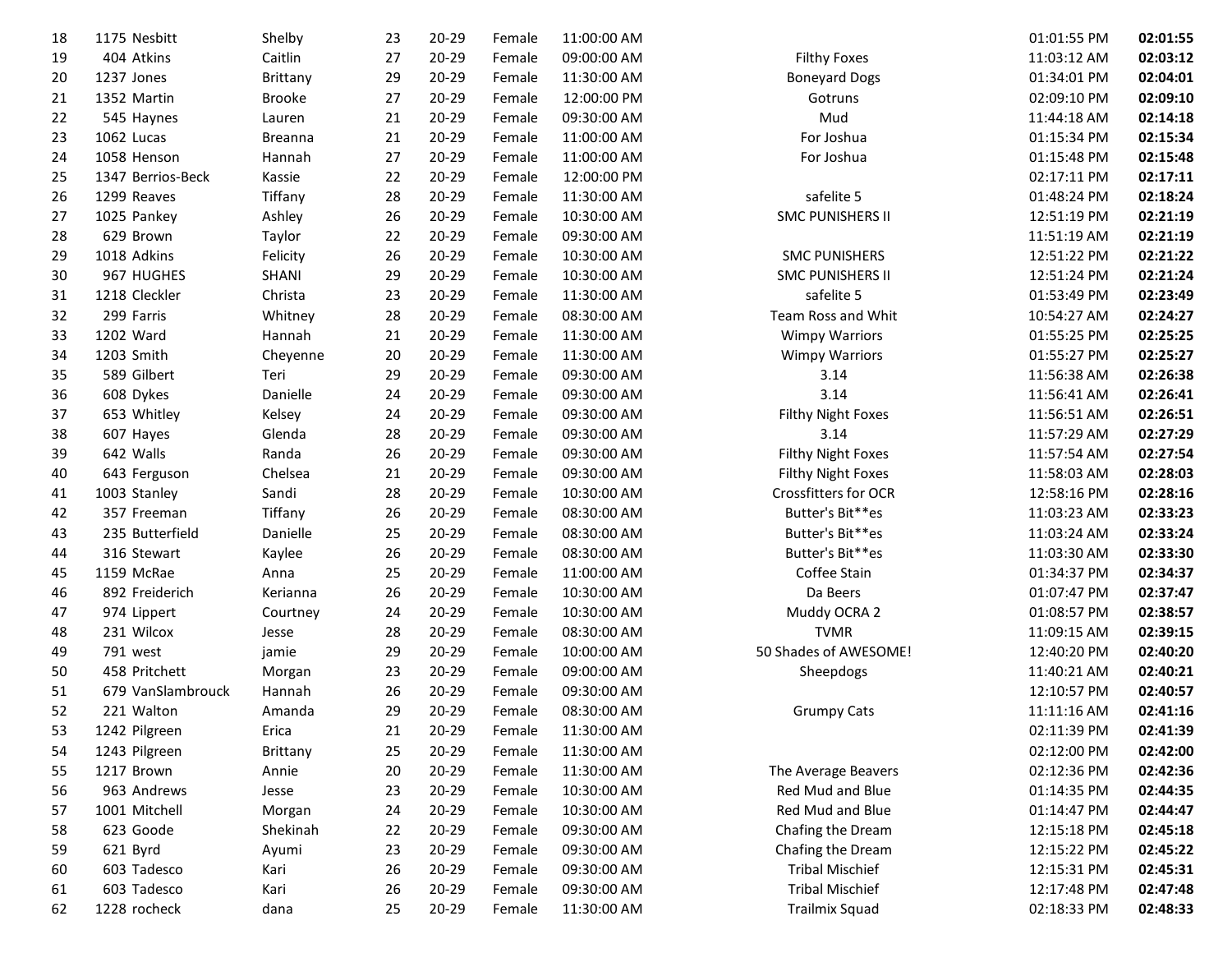| | | | | | | | | | |
|---|---|---|---|---|---|---|---|---|---|
| 18 | 1175 | Nesbitt | Shelby | 23 | 20-29 | Female | 11:00:00 AM | | 01:01:55 PM | **02:01:55** |
| 19 | 404 | Atkins | Caitlin | 27 | 20-29 | Female | 09:00:00 AM | Filthy Foxes | 11:03:12 AM | **02:03:12** |
| 20 | 1237 | Jones | Brittany | 29 | 20-29 | Female | 11:30:00 AM | Boneyard Dogs | 01:34:01 PM | **02:04:01** |
| 21 | 1352 | Martin | Brooke | 27 | 20-29 | Female | 12:00:00 PM | Gotruns | 02:09:10 PM | **02:09:10** |
| 22 | 545 | Haynes | Lauren | 21 | 20-29 | Female | 09:30:00 AM | Mud | 11:44:18 AM | **02:14:18** |
| 23 | 1062 | Lucas | Breanna | 21 | 20-29 | Female | 11:00:00 AM | For Joshua | 01:15:34 PM | **02:15:34** |
| 24 | 1058 | Henson | Hannah | 27 | 20-29 | Female | 11:00:00 AM | For Joshua | 01:15:48 PM | **02:15:48** |
| 25 | 1347 | Berrios-Beck | Kassie | 22 | 20-29 | Female | 12:00:00 PM | | 02:17:11 PM | **02:17:11** |
| 26 | 1299 | Reaves | Tiffany | 28 | 20-29 | Female | 11:30:00 AM | safelite 5 | 01:48:24 PM | **02:18:24** |
| 27 | 1025 | Pankey | Ashley | 26 | 20-29 | Female | 10:30:00 AM | SMC PUNISHERS II | 12:51:19 PM | **02:21:19** |
| 28 | 629 | Brown | Taylor | 22 | 20-29 | Female | 09:30:00 AM | | 11:51:19 AM | **02:21:19** |
| 29 | 1018 | Adkins | Felicity | 26 | 20-29 | Female | 10:30:00 AM | SMC PUNISHERS | 12:51:22 PM | **02:21:22** |
| 30 | 967 | HUGHES | SHANI | 29 | 20-29 | Female | 10:30:00 AM | SMC PUNISHERS II | 12:51:24 PM | **02:21:24** |
| 31 | 1218 | Cleckler | Christa | 23 | 20-29 | Female | 11:30:00 AM | safelite 5 | 01:53:49 PM | **02:23:49** |
| 32 | 299 | Farris | Whitney | 28 | 20-29 | Female | 08:30:00 AM | Team Ross and Whit | 10:54:27 AM | **02:24:27** |
| 33 | 1202 | Ward | Hannah | 21 | 20-29 | Female | 11:30:00 AM | Wimpy Warriors | 01:55:25 PM | **02:25:25** |
| 34 | 1203 | Smith | Cheyenne | 20 | 20-29 | Female | 11:30:00 AM | Wimpy Warriors | 01:55:27 PM | **02:25:27** |
| 35 | 589 | Gilbert | Teri | 29 | 20-29 | Female | 09:30:00 AM | 3.14 | 11:56:38 AM | **02:26:38** |
| 36 | 608 | Dykes | Danielle | 24 | 20-29 | Female | 09:30:00 AM | 3.14 | 11:56:41 AM | **02:26:41** |
| 37 | 653 | Whitley | Kelsey | 24 | 20-29 | Female | 09:30:00 AM | Filthy Night Foxes | 11:56:51 AM | **02:26:51** |
| 38 | 607 | Hayes | Glenda | 28 | 20-29 | Female | 09:30:00 AM | 3.14 | 11:57:29 AM | **02:27:29** |
| 39 | 642 | Walls | Randa | 26 | 20-29 | Female | 09:30:00 AM | Filthy Night Foxes | 11:57:54 AM | **02:27:54** |
| 40 | 643 | Ferguson | Chelsea | 21 | 20-29 | Female | 09:30:00 AM | Filthy Night Foxes | 11:58:03 AM | **02:28:03** |
| 41 | 1003 | Stanley | Sandi | 28 | 20-29 | Female | 10:30:00 AM | Crossfitters for OCR | 12:58:16 PM | **02:28:16** |
| 42 | 357 | Freeman | Tiffany | 26 | 20-29 | Female | 08:30:00 AM | Butter's Bit**es | 11:03:23 AM | **02:33:23** |
| 43 | 235 | Butterfield | Danielle | 25 | 20-29 | Female | 08:30:00 AM | Butter's Bit**es | 11:03:24 AM | **02:33:24** |
| 44 | 316 | Stewart | Kaylee | 26 | 20-29 | Female | 08:30:00 AM | Butter's Bit**es | 11:03:30 AM | **02:33:30** |
| 45 | 1159 | McRae | Anna | 25 | 20-29 | Female | 11:00:00 AM | Coffee Stain | 01:34:37 PM | **02:34:37** |
| 46 | 892 | Friederich | Kerianna | 26 | 20-29 | Female | 10:30:00 AM | Da Beers | 01:07:47 PM | **02:37:47** |
| 47 | 974 | Lippert | Courtney | 24 | 20-29 | Female | 10:30:00 AM | Muddy OCRA 2 | 01:08:57 PM | **02:38:57** |
| 48 | 231 | Wilcox | Jesse | 28 | 20-29 | Female | 08:30:00 AM | TVMR | 11:09:15 AM | **02:39:15** |
| 49 | 791 | west | jamie | 29 | 20-29 | Female | 10:00:00 AM | 50 Shades of AWESOME! | 12:40:20 PM | **02:40:20** |
| 50 | 458 | Pritchett | Morgan | 23 | 20-29 | Female | 09:00:00 AM | Sheepdogs | 11:40:21 AM | **02:40:21** |
| 51 | 679 | VanSlambrouck | Hannah | 26 | 20-29 | Female | 09:30:00 AM | | 12:10:57 PM | **02:40:57** |
| 52 | 221 | Walton | Amanda | 29 | 20-29 | Female | 08:30:00 AM | Grumpy Cats | 11:11:16 AM | **02:41:16** |
| 53 | 1242 | Pilgreen | Erica | 21 | 20-29 | Female | 11:30:00 AM | | 02:11:39 PM | **02:41:39** |
| 54 | 1243 | Pilgreen | Brittany | 25 | 20-29 | Female | 11:30:00 AM | | 02:12:00 PM | **02:42:00** |
| 55 | 1217 | Brown | Annie | 20 | 20-29 | Female | 11:30:00 AM | The Average Beavers | 02:12:36 PM | **02:42:36** |
| 56 | 963 | Andrews | Jesse | 23 | 20-29 | Female | 10:30:00 AM | Red Mud and Blue | 01:14:35 PM | **02:44:35** |
| 57 | 1001 | Mitchell | Morgan | 24 | 20-29 | Female | 10:30:00 AM | Red Mud and Blue | 01:14:47 PM | **02:44:47** |
| 58 | 623 | Goode | Shekinah | 22 | 20-29 | Female | 09:30:00 AM | Chafing the Dream | 12:15:18 PM | **02:45:18** |
| 59 | 621 | Byrd | Ayumi | 23 | 20-29 | Female | 09:30:00 AM | Chafing the Dream | 12:15:22 PM | **02:45:22** |
| 60 | 603 | Tadesco | Kari | 26 | 20-29 | Female | 09:30:00 AM | Tribal Mischief | 12:15:31 PM | **02:45:31** |
| 61 | 603 | Tadesco | Kari | 26 | 20-29 | Female | 09:30:00 AM | Tribal Mischief | 12:17:48 PM | **02:47:48** |
| 62 | 1228 | rocheck | dana | 25 | 20-29 | Female | 11:30:00 AM | Trailmix Squad | 02:18:33 PM | **02:48:33** |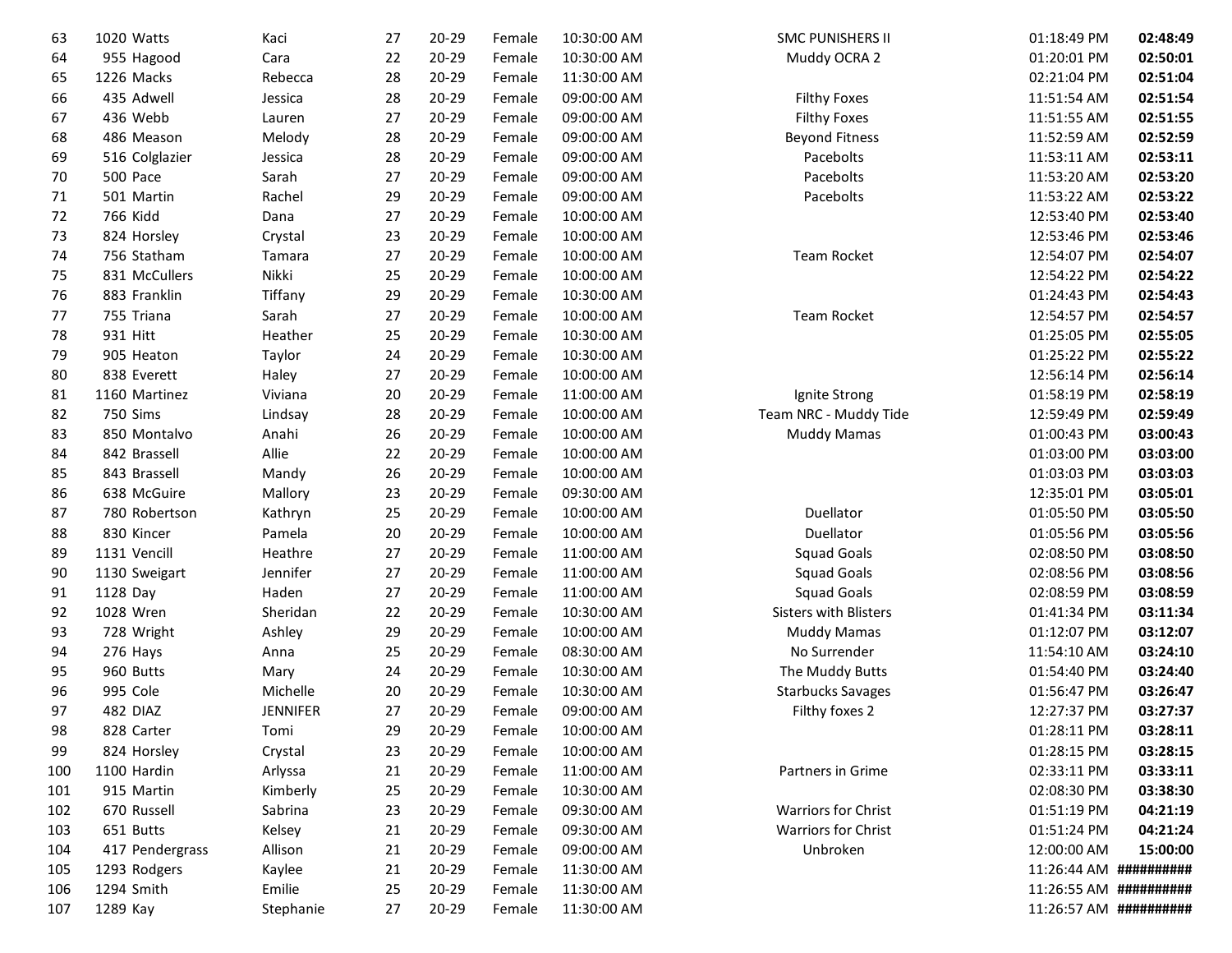| | | | | | | | | | |
|---|---|---|---|---|---|---|---|---|---|
| 63 | 1020 | Watts | Kaci | 27 | 20-29 | Female | 10:30:00 AM | SMC PUNISHERS II | 01:18:49 PM | **02:48:49** |
| 64 | 955 | Hagood | Cara | 22 | 20-29 | Female | 10:30:00 AM | Muddy OCRA 2 | 01:20:01 PM | **02:50:01** |
| 65 | 1226 | Macks | Rebecca | 28 | 20-29 | Female | 11:30:00 AM | | 02:21:04 PM | **02:51:04** |
| 66 | 435 | Adwell | Jessica | 28 | 20-29 | Female | 09:00:00 AM | Filthy Foxes | 11:51:54 AM | **02:51:54** |
| 67 | 436 | Webb | Lauren | 27 | 20-29 | Female | 09:00:00 AM | Filthy Foxes | 11:51:55 AM | **02:51:55** |
| 68 | 486 | Meason | Melody | 28 | 20-29 | Female | 09:00:00 AM | Beyond Fitness | 11:52:59 AM | **02:52:59** |
| 69 | 516 | Colglazier | Jessica | 28 | 20-29 | Female | 09:00:00 AM | Pacebolts | 11:53:11 AM | **02:53:11** |
| 70 | 500 | Pace | Sarah | 27 | 20-29 | Female | 09:00:00 AM | Pacebolts | 11:53:20 AM | **02:53:20** |
| 71 | 501 | Martin | Rachel | 29 | 20-29 | Female | 09:00:00 AM | Pacebolts | 11:53:22 AM | **02:53:22** |
| 72 | 766 | Kidd | Dana | 27 | 20-29 | Female | 10:00:00 AM | | 12:53:40 PM | **02:53:40** |
| 73 | 824 | Horsley | Crystal | 23 | 20-29 | Female | 10:00:00 AM | | 12:53:46 PM | **02:53:46** |
| 74 | 756 | Statham | Tamara | 27 | 20-29 | Female | 10:00:00 AM | Team Rocket | 12:54:07 PM | **02:54:07** |
| 75 | 831 | McCullers | Nikki | 25 | 20-29 | Female | 10:00:00 AM | | 12:54:22 PM | **02:54:22** |
| 76 | 883 | Franklin | Tiffany | 29 | 20-29 | Female | 10:30:00 AM | | 01:24:43 PM | **02:54:43** |
| 77 | 755 | Triana | Sarah | 27 | 20-29 | Female | 10:00:00 AM | Team Rocket | 12:54:57 PM | **02:54:57** |
| 78 | 931 | Hitt | Heather | 25 | 20-29 | Female | 10:30:00 AM | | 01:25:05 PM | **02:55:05** |
| 79 | 905 | Heaton | Taylor | 24 | 20-29 | Female | 10:30:00 AM | | 01:25:22 PM | **02:55:22** |
| 80 | 838 | Everett | Haley | 27 | 20-29 | Female | 10:00:00 AM | | 12:56:14 PM | **02:56:14** |
| 81 | 1160 | Martinez | Viviana | 20 | 20-29 | Female | 11:00:00 AM | Ignite Strong | 01:58:19 PM | **02:58:19** |
| 82 | 750 | Sims | Lindsay | 28 | 20-29 | Female | 10:00:00 AM | Team NRC - Muddy Tide | 12:59:49 PM | **02:59:49** |
| 83 | 850 | Montalvo | Anahi | 26 | 20-29 | Female | 10:00:00 AM | Muddy Mamas | 01:00:43 PM | **03:00:43** |
| 84 | 842 | Brassell | Allie | 22 | 20-29 | Female | 10:00:00 AM | | 01:03:00 PM | **03:03:00** |
| 85 | 843 | Brassell | Mandy | 26 | 20-29 | Female | 10:00:00 AM | | 01:03:03 PM | **03:03:03** |
| 86 | 638 | McGuire | Mallory | 23 | 20-29 | Female | 09:30:00 AM | | 12:35:01 PM | **03:05:01** |
| 87 | 780 | Robertson | Kathryn | 25 | 20-29 | Female | 10:00:00 AM | Duellator | 01:05:50 PM | **03:05:50** |
| 88 | 830 | Kincer | Pamela | 20 | 20-29 | Female | 10:00:00 AM | Duellator | 01:05:56 PM | **03:05:56** |
| 89 | 1131 | Vencill | Heathre | 27 | 20-29 | Female | 11:00:00 AM | Squad Goals | 02:08:50 PM | **03:08:50** |
| 90 | 1130 | Sweigart | Jennifer | 27 | 20-29 | Female | 11:00:00 AM | Squad Goals | 02:08:56 PM | **03:08:56** |
| 91 | 1128 | Day | Haden | 27 | 20-29 | Female | 11:00:00 AM | Squad Goals | 02:08:59 PM | **03:08:59** |
| 92 | 1028 | Wren | Sheridan | 22 | 20-29 | Female | 10:30:00 AM | Sisters with Blisters | 01:41:34 PM | **03:11:34** |
| 93 | 728 | Wright | Ashley | 29 | 20-29 | Female | 10:00:00 AM | Muddy Mamas | 01:12:07 PM | **03:12:07** |
| 94 | 276 | Hays | Anna | 25 | 20-29 | Female | 08:30:00 AM | No Surrender | 11:54:10 AM | **03:24:10** |
| 95 | 960 | Butts | Mary | 24 | 20-29 | Female | 10:30:00 AM | The Muddy Butts | 01:54:40 PM | **03:24:40** |
| 96 | 995 | Cole | Michelle | 20 | 20-29 | Female | 10:30:00 AM | Starbucks Savages | 01:56:47 PM | **03:26:47** |
| 97 | 482 | DIAZ | JENNIFER | 27 | 20-29 | Female | 09:00:00 AM | Filthy foxes 2 | 12:27:37 PM | **03:27:37** |
| 98 | 828 | Carter | Tomi | 29 | 20-29 | Female | 10:00:00 AM | | 01:28:11 PM | **03:28:11** |
| 99 | 824 | Horsley | Crystal | 23 | 20-29 | Female | 10:00:00 AM | | 01:28:15 PM | **03:28:15** |
| 100 | 1100 | Hardin | Arlyssa | 21 | 20-29 | Female | 11:00:00 AM | Partners in Grime | 02:33:11 PM | **03:33:11** |
| 101 | 915 | Martin | Kimberly | 25 | 20-29 | Female | 10:30:00 AM | | 02:08:30 PM | **03:38:30** |
| 102 | 670 | Russell | Sabrina | 23 | 20-29 | Female | 09:30:00 AM | Warriors for Christ | 01:51:19 PM | **04:21:19** |
| 103 | 651 | Butts | Kelsey | 21 | 20-29 | Female | 09:30:00 AM | Warriors for Christ | 01:51:24 PM | **04:21:24** |
| 104 | 417 | Pendergrass | Allison | 21 | 20-29 | Female | 09:00:00 AM | Unbroken | 12:00:00 AM | **15:00:00** |
| 105 | 1293 | Rodgers | Kaylee | 21 | 20-29 | Female | 11:30:00 AM | | 11:26:44 AM | **##########** |
| 106 | 1294 | Smith | Emilie | 25 | 20-29 | Female | 11:30:00 AM | | 11:26:55 AM | **##########** |
| 107 | 1289 | Kay | Stephanie | 27 | 20-29 | Female | 11:30:00 AM | | 11:26:57 AM | **##########** |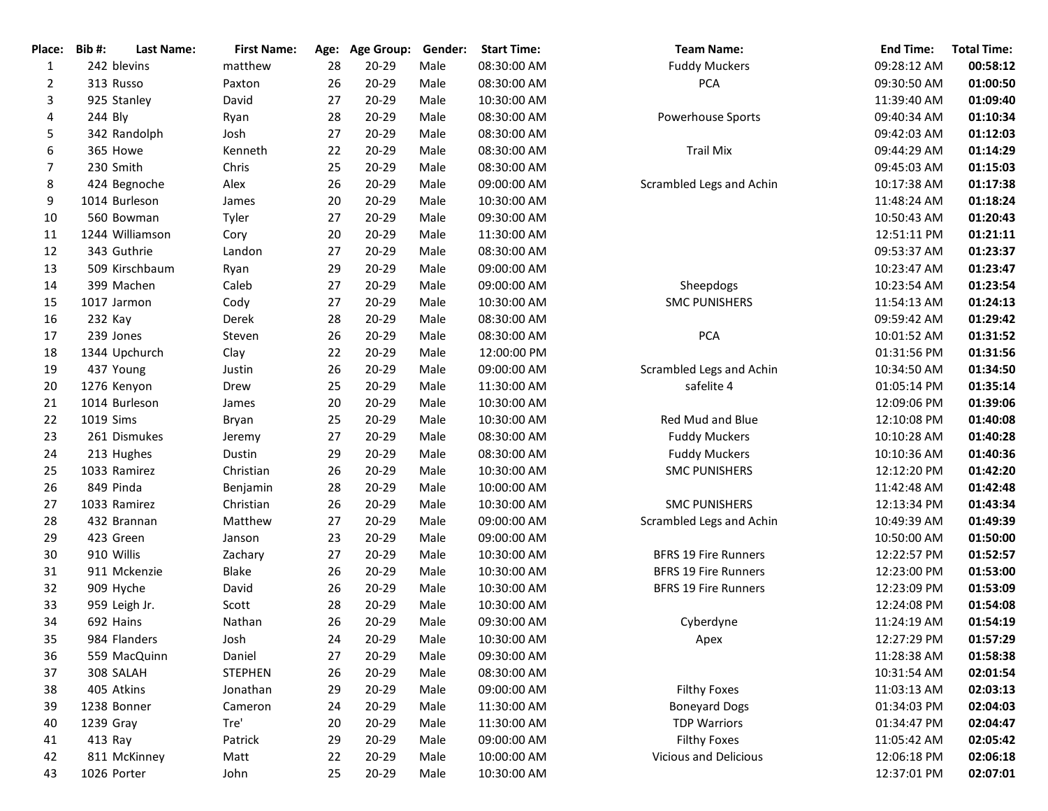| Place: | Bib #: | Last Name: | First Name: | Age: | Age Group: | Gender: | Start Time: | Team Name: | End Time: | Total Time: |
|---|---|---|---|---|---|---|---|---|---|---|
| 1 | 242 | blevins | matthew | 28 | 20-29 | Male | 08:30:00 AM | Fuddy Muckers | 09:28:12 AM | **00:58:12** |
| 2 | 313 | Russo | Paxton | 26 | 20-29 | Male | 08:30:00 AM | PCA | 09:30:50 AM | **01:00:50** |
| 3 | 925 | Stanley | David | 27 | 20-29 | Male | 10:30:00 AM | | 11:39:40 AM | **01:09:40** |
| 4 | 244 | Bly | Ryan | 28 | 20-29 | Male | 08:30:00 AM | Powerhouse Sports | 09:40:34 AM | **01:10:34** |
| 5 | 342 | Randolph | Josh | 27 | 20-29 | Male | 08:30:00 AM | | 09:42:03 AM | **01:12:03** |
| 6 | 365 | Howe | Kenneth | 22 | 20-29 | Male | 08:30:00 AM | Trail Mix | 09:44:29 AM | **01:14:29** |
| 7 | 230 | Smith | Chris | 25 | 20-29 | Male | 08:30:00 AM | | 09:45:03 AM | **01:15:03** |
| 8 | 424 | Begnoche | Alex | 26 | 20-29 | Male | 09:00:00 AM | Scrambled Legs and Achin | 10:17:38 AM | **01:17:38** |
| 9 | 1014 | Burleson | James | 20 | 20-29 | Male | 10:30:00 AM | | 11:48:24 AM | **01:18:24** |
| 10 | 560 | Bowman | Tyler | 27 | 20-29 | Male | 09:30:00 AM | | 10:50:43 AM | **01:20:43** |
| 11 | 1244 | Williamson | Cory | 20 | 20-29 | Male | 11:30:00 AM | | 12:51:11 PM | **01:21:11** |
| 12 | 343 | Guthrie | Landon | 27 | 20-29 | Male | 08:30:00 AM | | 09:53:37 AM | **01:23:37** |
| 13 | 509 | Kirschbaum | Ryan | 29 | 20-29 | Male | 09:00:00 AM | | 10:23:47 AM | **01:23:47** |
| 14 | 399 | Machen | Caleb | 27 | 20-29 | Male | 09:00:00 AM | Sheepdogs | 10:23:54 AM | **01:23:54** |
| 15 | 1017 | Jarmon | Cody | 27 | 20-29 | Male | 10:30:00 AM | SMC PUNISHERS | 11:54:13 AM | **01:24:13** |
| 16 | 232 | Kay | Derek | 28 | 20-29 | Male | 08:30:00 AM | | 09:59:42 AM | **01:29:42** |
| 17 | 239 | Jones | Steven | 26 | 20-29 | Male | 08:30:00 AM | PCA | 10:01:52 AM | **01:31:52** |
| 18 | 1344 | Upchurch | Clay | 22 | 20-29 | Male | 12:00:00 PM | | 01:31:56 PM | **01:31:56** |
| 19 | 437 | Young | Justin | 26 | 20-29 | Male | 09:00:00 AM | Scrambled Legs and Achin | 10:34:50 AM | **01:34:50** |
| 20 | 1276 | Kenyon | Drew | 25 | 20-29 | Male | 11:30:00 AM | safelite 4 | 01:05:14 PM | **01:35:14** |
| 21 | 1014 | Burleson | James | 20 | 20-29 | Male | 10:30:00 AM | | 12:09:06 PM | **01:39:06** |
| 22 | 1019 | Sims | Bryan | 25 | 20-29 | Male | 10:30:00 AM | Red Mud and Blue | 12:10:08 PM | **01:40:08** |
| 23 | 261 | Dismukes | Jeremy | 27 | 20-29 | Male | 08:30:00 AM | Fuddy Muckers | 10:10:28 AM | **01:40:28** |
| 24 | 213 | Hughes | Dustin | 29 | 20-29 | Male | 08:30:00 AM | Fuddy Muckers | 10:10:36 AM | **01:40:36** |
| 25 | 1033 | Ramirez | Christian | 26 | 20-29 | Male | 10:30:00 AM | SMC PUNISHERS | 12:12:20 PM | **01:42:20** |
| 26 | 849 | Pinda | Benjamin | 28 | 20-29 | Male | 10:00:00 AM | | 11:42:48 AM | **01:42:48** |
| 27 | 1033 | Ramirez | Christian | 26 | 20-29 | Male | 10:30:00 AM | SMC PUNISHERS | 12:13:34 PM | **01:43:34** |
| 28 | 432 | Brannan | Matthew | 27 | 20-29 | Male | 09:00:00 AM | Scrambled Legs and Achin | 10:49:39 AM | **01:49:39** |
| 29 | 423 | Green | Janson | 23 | 20-29 | Male | 09:00:00 AM | | 10:50:00 AM | **01:50:00** |
| 30 | 910 | Willis | Zachary | 27 | 20-29 | Male | 10:30:00 AM | BFRS 19 Fire Runners | 12:22:57 PM | **01:52:57** |
| 31 | 911 | Mckenzie | Blake | 26 | 20-29 | Male | 10:30:00 AM | BFRS 19 Fire Runners | 12:23:00 PM | **01:53:00** |
| 32 | 909 | Hyche | David | 26 | 20-29 | Male | 10:30:00 AM | BFRS 19 Fire Runners | 12:23:09 PM | **01:53:09** |
| 33 | 959 | Leigh Jr. | Scott | 28 | 20-29 | Male | 10:30:00 AM | | 12:24:08 PM | **01:54:08** |
| 34 | 692 | Hains | Nathan | 26 | 20-29 | Male | 09:30:00 AM | Cyberdyne | 11:24:19 AM | **01:54:19** |
| 35 | 984 | Flanders | Josh | 24 | 20-29 | Male | 10:30:00 AM | Apex | 12:27:29 PM | **01:57:29** |
| 36 | 559 | MacQuinn | Daniel | 27 | 20-29 | Male | 09:30:00 AM | | 11:28:38 AM | **01:58:38** |
| 37 | 308 | SALAH | STEPHEN | 26 | 20-29 | Male | 08:30:00 AM | | 10:31:54 AM | **02:01:54** |
| 38 | 405 | Atkins | Jonathan | 29 | 20-29 | Male | 09:00:00 AM | Filthy Foxes | 11:03:13 AM | **02:03:13** |
| 39 | 1238 | Bonner | Cameron | 24 | 20-29 | Male | 11:30:00 AM | Boneyard Dogs | 01:34:03 PM | **02:04:03** |
| 40 | 1239 | Gray | Tre' | 20 | 20-29 | Male | 11:30:00 AM | TDP Warriors | 01:34:47 PM | **02:04:47** |
| 41 | 413 | Ray | Patrick | 29 | 20-29 | Male | 09:00:00 AM | Filthy Foxes | 11:05:42 AM | **02:05:42** |
| 42 | 811 | McKinney | Matt | 22 | 20-29 | Male | 10:00:00 AM | Vicious and Delicious | 12:06:18 PM | **02:06:18** |
| 43 | 1026 | Porter | John | 25 | 20-29 | Male | 10:30:00 AM | | 12:37:01 PM | **02:07:01** |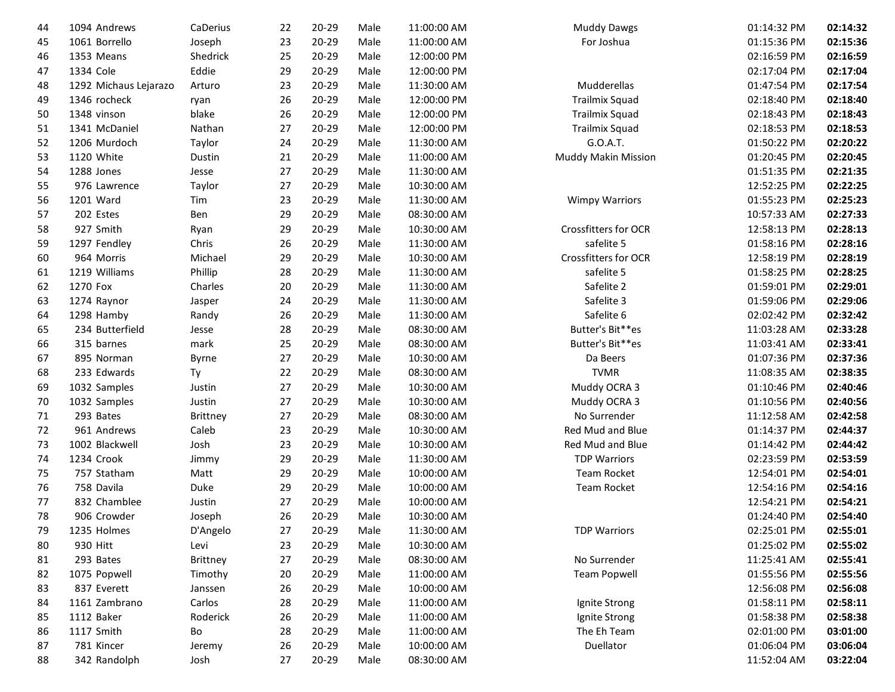| | | | | | | | | | |
|---|---|---|---|---|---|---|---|---|---|
| 44 | 1094 Andrews | CaDerius | 22 | 20-29 | Male | 11:00:00 AM | Muddy Dawgs | 01:14:32 PM | **02:14:32** |
| 45 | 1061 Borrello | Joseph | 23 | 20-29 | Male | 11:00:00 AM | For Joshua | 01:15:36 PM | **02:15:36** |
| 46 | 1353 Means | Shedrick | 25 | 20-29 | Male | 12:00:00 PM | | 02:16:59 PM | **02:16:59** |
| 47 | 1334 Cole | Eddie | 29 | 20-29 | Male | 12:00:00 PM | | 02:17:04 PM | **02:17:04** |
| 48 | 1292 Michaus Lejarazo | Arturo | 23 | 20-29 | Male | 11:30:00 AM | Mudderellas | 01:47:54 PM | **02:17:54** |
| 49 | 1346 rocheck | ryan | 26 | 20-29 | Male | 12:00:00 PM | Trailmix Squad | 02:18:40 PM | **02:18:40** |
| 50 | 1348 vinson | blake | 26 | 20-29 | Male | 12:00:00 PM | Trailmix Squad | 02:18:43 PM | **02:18:43** |
| 51 | 1341 McDaniel | Nathan | 27 | 20-29 | Male | 12:00:00 PM | Trailmix Squad | 02:18:53 PM | **02:18:53** |
| 52 | 1206 Murdoch | Taylor | 24 | 20-29 | Male | 11:30:00 AM | G.O.A.T. | 01:50:22 PM | **02:20:22** |
| 53 | 1120 White | Dustin | 21 | 20-29 | Male | 11:00:00 AM | Muddy Makin Mission | 01:20:45 PM | **02:20:45** |
| 54 | 1288 Jones | Jesse | 27 | 20-29 | Male | 11:30:00 AM | | 01:51:35 PM | **02:21:35** |
| 55 | 976 Lawrence | Taylor | 27 | 20-29 | Male | 10:30:00 AM | | 12:52:25 PM | **02:22:25** |
| 56 | 1201 Ward | Tim | 23 | 20-29 | Male | 11:30:00 AM | Wimpy Warriors | 01:55:23 PM | **02:25:23** |
| 57 | 202 Estes | Ben | 29 | 20-29 | Male | 08:30:00 AM | | 10:57:33 AM | **02:27:33** |
| 58 | 927 Smith | Ryan | 29 | 20-29 | Male | 10:30:00 AM | Crossfitters for OCR | 12:58:13 PM | **02:28:13** |
| 59 | 1297 Fendley | Chris | 26 | 20-29 | Male | 11:30:00 AM | safelite 5 | 01:58:16 PM | **02:28:16** |
| 60 | 964 Morris | Michael | 29 | 20-29 | Male | 10:30:00 AM | Crossfitters for OCR | 12:58:19 PM | **02:28:19** |
| 61 | 1219 Williams | Phillip | 28 | 20-29 | Male | 11:30:00 AM | safelite 5 | 01:58:25 PM | **02:28:25** |
| 62 | 1270 Fox | Charles | 20 | 20-29 | Male | 11:30:00 AM | Safelite 2 | 01:59:01 PM | **02:29:01** |
| 63 | 1274 Raynor | Jasper | 24 | 20-29 | Male | 11:30:00 AM | Safelite 3 | 01:59:06 PM | **02:29:06** |
| 64 | 1298 Hamby | Randy | 26 | 20-29 | Male | 11:30:00 AM | Safelite 6 | 02:02:42 PM | **02:32:42** |
| 65 | 234 Butterfield | Jesse | 28 | 20-29 | Male | 08:30:00 AM | Butter's Bit**es | 11:03:28 AM | **02:33:28** |
| 66 | 315 barnes | mark | 25 | 20-29 | Male | 08:30:00 AM | Butter's Bit**es | 11:03:41 AM | **02:33:41** |
| 67 | 895 Norman | Byrne | 27 | 20-29 | Male | 10:30:00 AM | Da Beers | 01:07:36 PM | **02:37:36** |
| 68 | 233 Edwards | Ty | 22 | 20-29 | Male | 08:30:00 AM | TVMR | 11:08:35 AM | **02:38:35** |
| 69 | 1032 Samples | Justin | 27 | 20-29 | Male | 10:30:00 AM | Muddy OCRA 3 | 01:10:46 PM | **02:40:46** |
| 70 | 1032 Samples | Justin | 27 | 20-29 | Male | 10:30:00 AM | Muddy OCRA 3 | 01:10:56 PM | **02:40:56** |
| 71 | 293 Bates | Brittney | 27 | 20-29 | Male | 08:30:00 AM | No Surrender | 11:12:58 AM | **02:42:58** |
| 72 | 961 Andrews | Caleb | 23 | 20-29 | Male | 10:30:00 AM | Red Mud and Blue | 01:14:37 PM | **02:44:37** |
| 73 | 1002 Blackwell | Josh | 23 | 20-29 | Male | 10:30:00 AM | Red Mud and Blue | 01:14:42 PM | **02:44:42** |
| 74 | 1234 Crook | Jimmy | 29 | 20-29 | Male | 11:30:00 AM | TDP Warriors | 02:23:59 PM | **02:53:59** |
| 75 | 757 Statham | Matt | 29 | 20-29 | Male | 10:00:00 AM | Team Rocket | 12:54:01 PM | **02:54:01** |
| 76 | 758 Davila | Duke | 29 | 20-29 | Male | 10:00:00 AM | Team Rocket | 12:54:16 PM | **02:54:16** |
| 77 | 832 Chamblee | Justin | 27 | 20-29 | Male | 10:00:00 AM | | 12:54:21 PM | **02:54:21** |
| 78 | 906 Crowder | Joseph | 26 | 20-29 | Male | 10:30:00 AM | | 01:24:40 PM | **02:54:40** |
| 79 | 1235 Holmes | D'Angelo | 27 | 20-29 | Male | 11:30:00 AM | TDP Warriors | 02:25:01 PM | **02:55:01** |
| 80 | 930 Hitt | Levi | 23 | 20-29 | Male | 10:30:00 AM | | 01:25:02 PM | **02:55:02** |
| 81 | 293 Bates | Brittney | 27 | 20-29 | Male | 08:30:00 AM | No Surrender | 11:25:41 AM | **02:55:41** |
| 82 | 1075 Popwell | Timothy | 20 | 20-29 | Male | 11:00:00 AM | Team Popwell | 01:55:56 PM | **02:55:56** |
| 83 | 837 Everett | Janssen | 26 | 20-29 | Male | 10:00:00 AM | | 12:56:08 PM | **02:56:08** |
| 84 | 1161 Zambrano | Carlos | 28 | 20-29 | Male | 11:00:00 AM | Ignite Strong | 01:58:11 PM | **02:58:11** |
| 85 | 1112 Baker | Roderick | 26 | 20-29 | Male | 11:00:00 AM | Ignite Strong | 01:58:38 PM | **02:58:38** |
| 86 | 1117 Smith | Bo | 28 | 20-29 | Male | 11:00:00 AM | The Eh Team | 02:01:00 PM | **03:01:00** |
| 87 | 781 Kincer | Jeremy | 26 | 20-29 | Male | 10:00:00 AM | Duellator | 01:06:04 PM | **03:06:04** |
| 88 | 342 Randolph | Josh | 27 | 20-29 | Male | 08:30:00 AM | | 11:52:04 AM | **03:22:04** |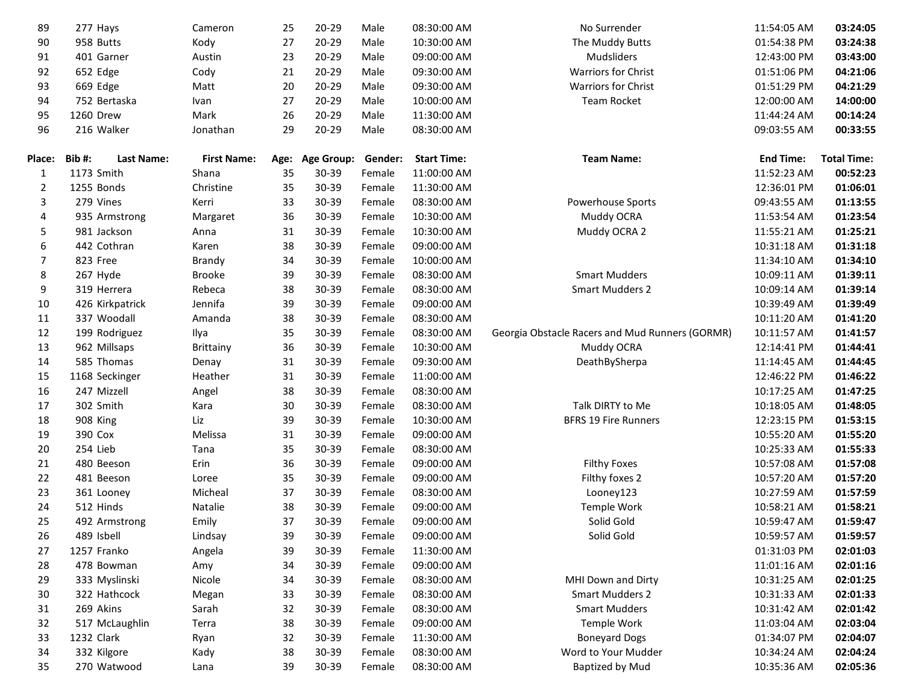| 89 | 277 | Hays | Cameron | 25 | 20-29 | Male | 08:30:00 AM | No Surrender | 11:54:05 AM | **03:24:05** |
|---|---|---|---|---|---|---|---|---|---|---|
| 90 | 958 | Butts | Kody | 27 | 20-29 | Male | 10:30:00 AM | The Muddy Butts | 01:54:38 PM | **03:24:38** |
| 91 | 401 | Garner | Austin | 23 | 20-29 | Male | 09:00:00 AM | Mudsliders | 12:43:00 PM | **03:43:00** |
| 92 | 652 | Edge | Cody | 21 | 20-29 | Male | 09:30:00 AM | Warriors for Christ | 01:51:06 PM | **04:21:06** |
| 93 | 669 | Edge | Matt | 20 | 20-29 | Male | 09:30:00 AM | Warriors for Christ | 01:51:29 PM | **04:21:29** |
| 94 | 752 | Bertaska | Ivan | 27 | 20-29 | Male | 10:00:00 AM | Team Rocket | 12:00:00 AM | **14:00:00** |
| 95 | 1260 | Drew | Mark | 26 | 20-29 | Male | 11:30:00 AM | | 11:44:24 AM | **00:14:24** |
| 96 | 216 | Walker | Jonathan | 29 | 20-29 | Male | 08:30:00 AM | | 09:03:55 AM | **00:33:55** |

| Place: | Bib #: | Last Name: | First Name: | Age: | Age Group: | Gender: | Start Time: | Team Name: | End Time: | Total Time: |
|---|---|---|---|---|---|---|---|---|---|---|
| 1 | 1173 | Smith | Shana | 35 | 30-39 | Female | 11:00:00 AM | | 11:52:23 AM | **00:52:23** |
| 2 | 1255 | Bonds | Christine | 35 | 30-39 | Female | 11:30:00 AM | | 12:36:01 PM | **01:06:01** |
| 3 | 279 | Vines | Kerri | 33 | 30-39 | Female | 08:30:00 AM | Powerhouse Sports | 09:43:55 AM | **01:13:55** |
| 4 | 935 | Armstrong | Margaret | 36 | 30-39 | Female | 10:30:00 AM | Muddy OCRA | 11:53:54 AM | **01:23:54** |
| 5 | 981 | Jackson | Anna | 31 | 30-39 | Female | 10:30:00 AM | Muddy OCRA 2 | 11:55:21 AM | **01:25:21** |
| 6 | 442 | Cothran | Karen | 38 | 30-39 | Female | 09:00:00 AM | | 10:31:18 AM | **01:31:18** |
| 7 | 823 | Free | Brandy | 34 | 30-39 | Female | 10:00:00 AM | | 11:34:10 AM | **01:34:10** |
| 8 | 267 | Hyde | Brooke | 39 | 30-39 | Female | 08:30:00 AM | Smart Mudders | 10:09:11 AM | **01:39:11** |
| 9 | 319 | Herrera | Rebeca | 38 | 30-39 | Female | 08:30:00 AM | Smart Mudders 2 | 10:09:14 AM | **01:39:14** |
| 10 | 426 | Kirkpatrick | Jennifa | 39 | 30-39 | Female | 09:00:00 AM | | 10:39:49 AM | **01:39:49** |
| 11 | 337 | Woodall | Amanda | 38 | 30-39 | Female | 08:30:00 AM | | 10:11:20 AM | **01:41:20** |
| 12 | 199 | Rodriguez | Ilya | 35 | 30-39 | Female | 08:30:00 AM | Georgia Obstacle Racers and Mud Runners (GORMR) | 10:11:57 AM | **01:41:57** |
| 13 | 962 | Millsaps | Brittainy | 36 | 30-39 | Female | 10:30:00 AM | Muddy OCRA | 12:14:41 PM | **01:44:41** |
| 14 | 585 | Thomas | Denay | 31 | 30-39 | Female | 09:30:00 AM | DeathBySherpa | 11:14:45 AM | **01:44:45** |
| 15 | 1168 | Seckinger | Heather | 31 | 30-39 | Female | 11:00:00 AM | | 12:46:22 PM | **01:46:22** |
| 16 | 247 | Mizzell | Angel | 38 | 30-39 | Female | 08:30:00 AM | | 10:17:25 AM | **01:47:25** |
| 17 | 302 | Smith | Kara | 30 | 30-39 | Female | 08:30:00 AM | Talk DIRTY to Me | 10:18:05 AM | **01:48:05** |
| 18 | 908 | King | Liz | 39 | 30-39 | Female | 10:30:00 AM | BFRS 19 Fire Runners | 12:23:15 PM | **01:53:15** |
| 19 | 390 | Cox | Melissa | 31 | 30-39 | Female | 09:00:00 AM | | 10:55:20 AM | **01:55:20** |
| 20 | 254 | Lieb | Tana | 35 | 30-39 | Female | 08:30:00 AM | | 10:25:33 AM | **01:55:33** |
| 21 | 480 | Beeson | Erin | 36 | 30-39 | Female | 09:00:00 AM | Filthy Foxes | 10:57:08 AM | **01:57:08** |
| 22 | 481 | Beeson | Loree | 35 | 30-39 | Female | 09:00:00 AM | Filthy foxes 2 | 10:57:20 AM | **01:57:20** |
| 23 | 361 | Looney | Micheal | 37 | 30-39 | Female | 08:30:00 AM | Looney123 | 10:27:59 AM | **01:57:59** |
| 24 | 512 | Hinds | Natalie | 38 | 30-39 | Female | 09:00:00 AM | Temple Work | 10:58:21 AM | **01:58:21** |
| 25 | 492 | Armstrong | Emily | 37 | 30-39 | Female | 09:00:00 AM | Solid Gold | 10:59:47 AM | **01:59:47** |
| 26 | 489 | Isbell | Lindsay | 39 | 30-39 | Female | 09:00:00 AM | Solid Gold | 10:59:57 AM | **01:59:57** |
| 27 | 1257 | Franko | Angela | 39 | 30-39 | Female | 11:30:00 AM | | 01:31:03 PM | **02:01:03** |
| 28 | 478 | Bowman | Amy | 34 | 30-39 | Female | 09:00:00 AM | | 11:01:16 AM | **02:01:16** |
| 29 | 333 | Myslinski | Nicole | 34 | 30-39 | Female | 08:30:00 AM | MHI Down and Dirty | 10:31:25 AM | **02:01:25** |
| 30 | 322 | Hathcock | Megan | 33 | 30-39 | Female | 08:30:00 AM | Smart Mudders 2 | 10:31:33 AM | **02:01:33** |
| 31 | 269 | Akins | Sarah | 32 | 30-39 | Female | 08:30:00 AM | Smart Mudders | 10:31:42 AM | **02:01:42** |
| 32 | 517 | McLaughlin | Terra | 38 | 30-39 | Female | 09:00:00 AM | Temple Work | 11:03:04 AM | **02:03:04** |
| 33 | 1232 | Clark | Ryan | 32 | 30-39 | Female | 11:30:00 AM | Boneyard Dogs | 01:34:07 PM | **02:04:07** |
| 34 | 332 | Kilgore | Kady | 38 | 30-39 | Female | 08:30:00 AM | Word to Your Mudder | 10:34:24 AM | **02:04:24** |
| 35 | 270 | Watwood | Lana | 39 | 30-39 | Female | 08:30:00 AM | Baptized by Mud | 10:35:36 AM | **02:05:36** |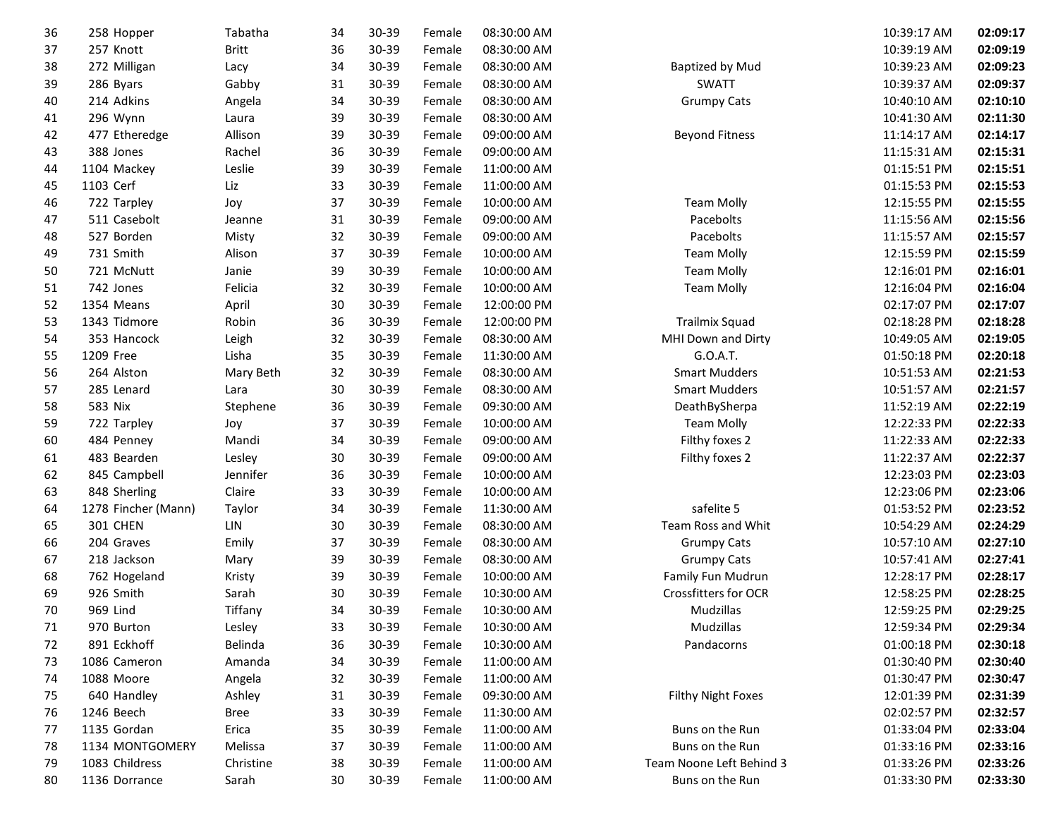| | | | | | | | | | | |
|---|---|---|---|---|---|---|---|---|---|---|
| 36 | 258 | Hopper | Tabatha | 34 | 30-39 | Female | 08:30:00 AM | | 10:39:17 AM | **02:09:17** |
| 37 | 257 | Knott | Britt | 36 | 30-39 | Female | 08:30:00 AM | | 10:39:19 AM | **02:09:19** |
| 38 | 272 | Milligan | Lacy | 34 | 30-39 | Female | 08:30:00 AM | Baptized by Mud | 10:39:23 AM | **02:09:23** |
| 39 | 286 | Byars | Gabby | 31 | 30-39 | Female | 08:30:00 AM | SWATT | 10:39:37 AM | **02:09:37** |
| 40 | 214 | Adkins | Angela | 34 | 30-39 | Female | 08:30:00 AM | Grumpy Cats | 10:40:10 AM | **02:10:10** |
| 41 | 296 | Wynn | Laura | 39 | 30-39 | Female | 08:30:00 AM | | 10:41:30 AM | **02:11:30** |
| 42 | 477 | Etheredge | Allison | 39 | 30-39 | Female | 09:00:00 AM | Beyond Fitness | 11:14:17 AM | **02:14:17** |
| 43 | 388 | Jones | Rachel | 36 | 30-39 | Female | 09:00:00 AM | | 11:15:31 AM | **02:15:31** |
| 44 | 1104 | Mackey | Leslie | 39 | 30-39 | Female | 11:00:00 AM | | 01:15:51 PM | **02:15:51** |
| 45 | 1103 | Cerf | Liz | 33 | 30-39 | Female | 11:00:00 AM | | 01:15:53 PM | **02:15:53** |
| 46 | 722 | Tarpley | Joy | 37 | 30-39 | Female | 10:00:00 AM | Team Molly | 12:15:55 PM | **02:15:55** |
| 47 | 511 | Casebolt | Jeanne | 31 | 30-39 | Female | 09:00:00 AM | Pacebolts | 11:15:56 AM | **02:15:56** |
| 48 | 527 | Borden | Misty | 32 | 30-39 | Female | 09:00:00 AM | Pacebolts | 11:15:57 AM | **02:15:57** |
| 49 | 731 | Smith | Alison | 37 | 30-39 | Female | 10:00:00 AM | Team Molly | 12:15:59 PM | **02:15:59** |
| 50 | 721 | McNutt | Janie | 39 | 30-39 | Female | 10:00:00 AM | Team Molly | 12:16:01 PM | **02:16:01** |
| 51 | 742 | Jones | Felicia | 32 | 30-39 | Female | 10:00:00 AM | Team Molly | 12:16:04 PM | **02:16:04** |
| 52 | 1354 | Means | April | 30 | 30-39 | Female | 12:00:00 PM | | 02:17:07 PM | **02:17:07** |
| 53 | 1343 | Tidmore | Robin | 36 | 30-39 | Female | 12:00:00 PM | Trailmix Squad | 02:18:28 PM | **02:18:28** |
| 54 | 353 | Hancock | Leigh | 32 | 30-39 | Female | 08:30:00 AM | MHI Down and Dirty | 10:49:05 AM | **02:19:05** |
| 55 | 1209 | Free | Lisha | 35 | 30-39 | Female | 11:30:00 AM | G.O.A.T. | 01:50:18 PM | **02:20:18** |
| 56 | 264 | Alston | Mary Beth | 32 | 30-39 | Female | 08:30:00 AM | Smart Mudders | 10:51:53 AM | **02:21:53** |
| 57 | 285 | Lenard | Lara | 30 | 30-39 | Female | 08:30:00 AM | Smart Mudders | 10:51:57 AM | **02:21:57** |
| 58 | 583 | Nix | Stephene | 36 | 30-39 | Female | 09:30:00 AM | DeathBySherpa | 11:52:19 AM | **02:22:19** |
| 59 | 722 | Tarpley | Joy | 37 | 30-39 | Female | 10:00:00 AM | Team Molly | 12:22:33 PM | **02:22:33** |
| 60 | 484 | Penney | Mandi | 34 | 30-39 | Female | 09:00:00 AM | Filthy foxes 2 | 11:22:33 AM | **02:22:33** |
| 61 | 483 | Bearden | Lesley | 30 | 30-39 | Female | 09:00:00 AM | Filthy foxes 2 | 11:22:37 AM | **02:22:37** |
| 62 | 845 | Campbell | Jennifer | 36 | 30-39 | Female | 10:00:00 AM | | 12:23:03 PM | **02:23:03** |
| 63 | 848 | Sherling | Claire | 33 | 30-39 | Female | 10:00:00 AM | | 12:23:06 PM | **02:23:06** |
| 64 | 1278 | Fincher (Mann) | Taylor | 34 | 30-39 | Female | 11:30:00 AM | safelite 5 | 01:53:52 PM | **02:23:52** |
| 65 | 301 | CHEN | LIN | 30 | 30-39 | Female | 08:30:00 AM | Team Ross and Whit | 10:54:29 AM | **02:24:29** |
| 66 | 204 | Graves | Emily | 37 | 30-39 | Female | 08:30:00 AM | Grumpy Cats | 10:57:10 AM | **02:27:10** |
| 67 | 218 | Jackson | Mary | 39 | 30-39 | Female | 08:30:00 AM | Grumpy Cats | 10:57:41 AM | **02:27:41** |
| 68 | 762 | Hogeland | Kristy | 39 | 30-39 | Female | 10:00:00 AM | Family Fun Mudrun | 12:28:17 PM | **02:28:17** |
| 69 | 926 | Smith | Sarah | 30 | 30-39 | Female | 10:30:00 AM | Crossfitters for OCR | 12:58:25 PM | **02:28:25** |
| 70 | 969 | Lind | Tiffany | 34 | 30-39 | Female | 10:30:00 AM | Mudzillas | 12:59:25 PM | **02:29:25** |
| 71 | 970 | Burton | Lesley | 33 | 30-39 | Female | 10:30:00 AM | Mudzillas | 12:59:34 PM | **02:29:34** |
| 72 | 891 | Eckhoff | Belinda | 36 | 30-39 | Female | 10:30:00 AM | Pandacorns | 01:00:18 PM | **02:30:18** |
| 73 | 1086 | Cameron | Amanda | 34 | 30-39 | Female | 11:00:00 AM | | 01:30:40 PM | **02:30:40** |
| 74 | 1088 | Moore | Angela | 32 | 30-39 | Female | 11:00:00 AM | | 01:30:47 PM | **02:30:47** |
| 75 | 640 | Handley | Ashley | 31 | 30-39 | Female | 09:30:00 AM | Filthy Night Foxes | 12:01:39 PM | **02:31:39** |
| 76 | 1246 | Beech | Bree | 33 | 30-39 | Female | 11:30:00 AM | | 02:02:57 PM | **02:32:57** |
| 77 | 1135 | Gordan | Erica | 35 | 30-39 | Female | 11:00:00 AM | Buns on the Run | 01:33:04 PM | **02:33:04** |
| 78 | 1134 | MONTGOMERY | Melissa | 37 | 30-39 | Female | 11:00:00 AM | Buns on the Run | 01:33:16 PM | **02:33:16** |
| 79 | 1083 | Childress | Christine | 38 | 30-39 | Female | 11:00:00 AM | Team Noone Left Behind 3 | 01:33:26 PM | **02:33:26** |
| 80 | 1136 | Dorrance | Sarah | 30 | 30-39 | Female | 11:00:00 AM | Buns on the Run | 01:33:30 PM | **02:33:30** |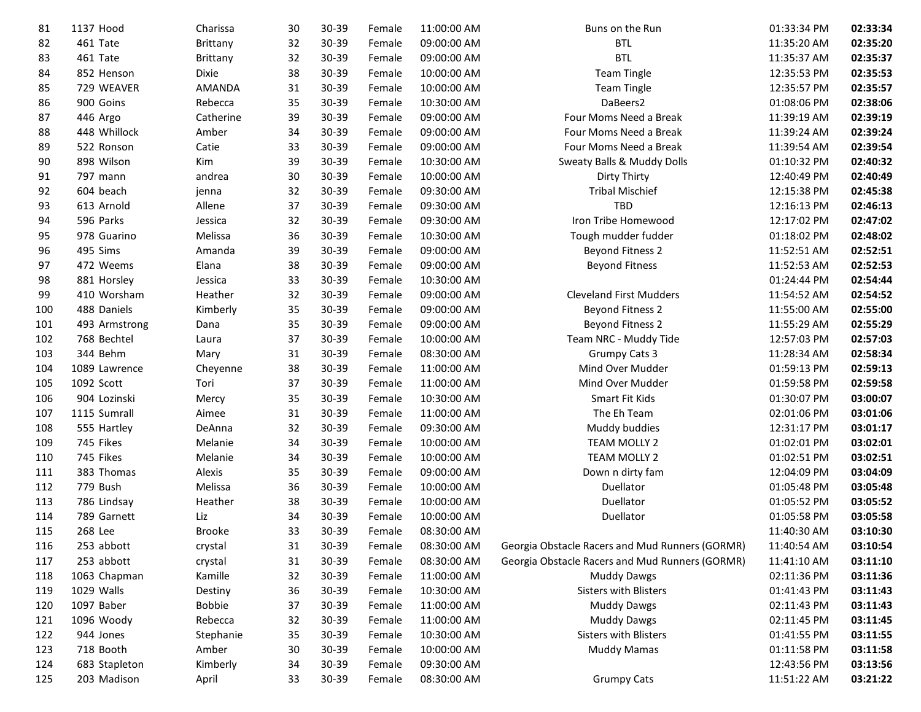| | | | | | | | | | | |
|---|---|---|---|---|---|---|---|---|---|---|
| 81 | 1137 | Hood | Charissa | 30 | 30-39 | Female | 11:00:00 AM | Buns on the Run | 01:33:34 PM | **02:33:34** |
| 82 | 461 | Tate | Brittany | 32 | 30-39 | Female | 09:00:00 AM | BTL | 11:35:20 AM | **02:35:20** |
| 83 | 461 | Tate | Brittany | 32 | 30-39 | Female | 09:00:00 AM | BTL | 11:35:37 AM | **02:35:37** |
| 84 | 852 | Henson | Dixie | 38 | 30-39 | Female | 10:00:00 AM | Team Tingle | 12:35:53 PM | **02:35:53** |
| 85 | 729 | WEAVER | AMANDA | 31 | 30-39 | Female | 10:00:00 AM | Team Tingle | 12:35:57 PM | **02:35:57** |
| 86 | 900 | Goins | Rebecca | 35 | 30-39 | Female | 10:30:00 AM | DaBeers2 | 01:08:06 PM | **02:38:06** |
| 87 | 446 | Argo | Catherine | 39 | 30-39 | Female | 09:00:00 AM | Four Moms Need a Break | 11:39:19 AM | **02:39:19** |
| 88 | 448 | Whillock | Amber | 34 | 30-39 | Female | 09:00:00 AM | Four Moms Need a Break | 11:39:24 AM | **02:39:24** |
| 89 | 522 | Ronson | Catie | 33 | 30-39 | Female | 09:00:00 AM | Four Moms Need a Break | 11:39:54 AM | **02:39:54** |
| 90 | 898 | Wilson | Kim | 39 | 30-39 | Female | 10:30:00 AM | Sweaty Balls & Muddy Dolls | 01:10:32 PM | **02:40:32** |
| 91 | 797 | mann | andrea | 30 | 30-39 | Female | 10:00:00 AM | Dirty Thirty | 12:40:49 PM | **02:40:49** |
| 92 | 604 | beach | jenna | 32 | 30-39 | Female | 09:30:00 AM | Tribal Mischief | 12:15:38 PM | **02:45:38** |
| 93 | 613 | Arnold | Allene | 37 | 30-39 | Female | 09:30:00 AM | TBD | 12:16:13 PM | **02:46:13** |
| 94 | 596 | Parks | Jessica | 32 | 30-39 | Female | 09:30:00 AM | Iron Tribe Homewood | 12:17:02 PM | **02:47:02** |
| 95 | 978 | Guarino | Melissa | 36 | 30-39 | Female | 10:30:00 AM | Tough mudder fudder | 01:18:02 PM | **02:48:02** |
| 96 | 495 | Sims | Amanda | 39 | 30-39 | Female | 09:00:00 AM | Beyond Fitness 2 | 11:52:51 AM | **02:52:51** |
| 97 | 472 | Weems | Elana | 38 | 30-39 | Female | 09:00:00 AM | Beyond Fitness | 11:52:53 AM | **02:52:53** |
| 98 | 881 | Horsley | Jessica | 33 | 30-39 | Female | 10:30:00 AM | | 01:24:44 PM | **02:54:44** |
| 99 | 410 | Worsham | Heather | 32 | 30-39 | Female | 09:00:00 AM | Cleveland First Mudders | 11:54:52 AM | **02:54:52** |
| 100 | 488 | Daniels | Kimberly | 35 | 30-39 | Female | 09:00:00 AM | Beyond Fitness 2 | 11:55:00 AM | **02:55:00** |
| 101 | 493 | Armstrong | Dana | 35 | 30-39 | Female | 09:00:00 AM | Beyond Fitness 2 | 11:55:29 AM | **02:55:29** |
| 102 | 768 | Bechtel | Laura | 37 | 30-39 | Female | 10:00:00 AM | Team NRC - Muddy Tide | 12:57:03 PM | **02:57:03** |
| 103 | 344 | Behm | Mary | 31 | 30-39 | Female | 08:30:00 AM | Grumpy Cats 3 | 11:28:34 AM | **02:58:34** |
| 104 | 1089 | Lawrence | Cheyenne | 38 | 30-39 | Female | 11:00:00 AM | Mind Over Mudder | 01:59:13 PM | **02:59:13** |
| 105 | 1092 | Scott | Tori | 37 | 30-39 | Female | 11:00:00 AM | Mind Over Mudder | 01:59:58 PM | **02:59:58** |
| 106 | 904 | Lozinski | Mercy | 35 | 30-39 | Female | 10:30:00 AM | Smart Fit Kids | 01:30:07 PM | **03:00:07** |
| 107 | 1115 | Sumrall | Aimee | 31 | 30-39 | Female | 11:00:00 AM | The Eh Team | 02:01:06 PM | **03:01:06** |
| 108 | 555 | Hartley | DeAnna | 32 | 30-39 | Female | 09:30:00 AM | Muddy buddies | 12:31:17 PM | **03:01:17** |
| 109 | 745 | Fikes | Melanie | 34 | 30-39 | Female | 10:00:00 AM | TEAM MOLLY 2 | 01:02:01 PM | **03:02:01** |
| 110 | 745 | Fikes | Melanie | 34 | 30-39 | Female | 10:00:00 AM | TEAM MOLLY 2 | 01:02:51 PM | **03:02:51** |
| 111 | 383 | Thomas | Alexis | 35 | 30-39 | Female | 09:00:00 AM | Down n dirty fam | 12:04:09 PM | **03:04:09** |
| 112 | 779 | Bush | Melissa | 36 | 30-39 | Female | 10:00:00 AM | Duellator | 01:05:48 PM | **03:05:48** |
| 113 | 786 | Lindsay | Heather | 38 | 30-39 | Female | 10:00:00 AM | Duellator | 01:05:52 PM | **03:05:52** |
| 114 | 789 | Garnett | Liz | 34 | 30-39 | Female | 10:00:00 AM | Duellator | 01:05:58 PM | **03:05:58** |
| 115 | 268 | Lee | Brooke | 33 | 30-39 | Female | 08:30:00 AM | | 11:40:30 AM | **03:10:30** |
| 116 | 253 | abbott | crystal | 31 | 30-39 | Female | 08:30:00 AM | Georgia Obstacle Racers and Mud Runners (GORMR) | 11:40:54 AM | **03:10:54** |
| 117 | 253 | abbott | crystal | 31 | 30-39 | Female | 08:30:00 AM | Georgia Obstacle Racers and Mud Runners (GORMR) | 11:41:10 AM | **03:11:10** |
| 118 | 1063 | Chapman | Kamille | 32 | 30-39 | Female | 11:00:00 AM | Muddy Dawgs | 02:11:36 PM | **03:11:36** |
| 119 | 1029 | Walls | Destiny | 36 | 30-39 | Female | 10:30:00 AM | Sisters with Blisters | 01:41:43 PM | **03:11:43** |
| 120 | 1097 | Baber | Bobbie | 37 | 30-39 | Female | 11:00:00 AM | Muddy Dawgs | 02:11:43 PM | **03:11:43** |
| 121 | 1096 | Woody | Rebecca | 32 | 30-39 | Female | 11:00:00 AM | Muddy Dawgs | 02:11:45 PM | **03:11:45** |
| 122 | 944 | Jones | Stephanie | 35 | 30-39 | Female | 10:30:00 AM | Sisters with Blisters | 01:41:55 PM | **03:11:55** |
| 123 | 718 | Booth | Amber | 30 | 30-39 | Female | 10:00:00 AM | Muddy Mamas | 01:11:58 PM | **03:11:58** |
| 124 | 683 | Stapleton | Kimberly | 34 | 30-39 | Female | 09:30:00 AM | | 12:43:56 PM | **03:13:56** |
| 125 | 203 | Madison | April | 33 | 30-39 | Female | 08:30:00 AM | Grumpy Cats | 11:51:22 AM | **03:21:22** |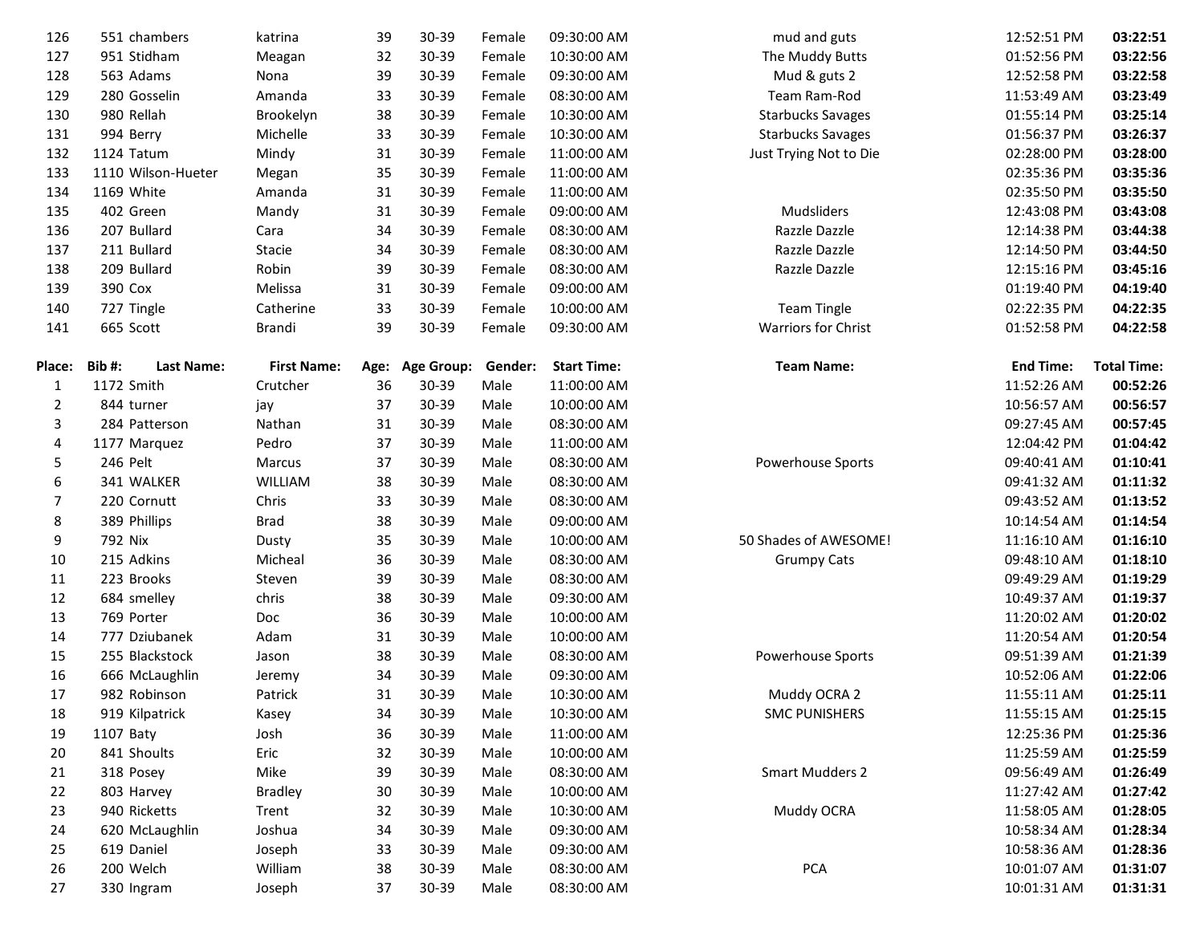| Place: | Bib #: | Last Name: | First Name: | Age: | Age Group: | Gender: | Start Time: | Team Name: | End Time: | Total Time: |
|---|---|---|---|---|---|---|---|---|---|---|
| 126 | 551 | chambers | katrina | 39 | 30-39 | Female | 09:30:00 AM | mud and guts | 12:52:51 PM | **03:22:51** |
| 127 | 951 | Stidham | Meagan | 32 | 30-39 | Female | 10:30:00 AM | The Muddy Butts | 01:52:56 PM | **03:22:56** |
| 128 | 563 | Adams | Nona | 39 | 30-39 | Female | 09:30:00 AM | Mud & guts 2 | 12:52:58 PM | **03:22:58** |
| 129 | 280 | Gosselin | Amanda | 33 | 30-39 | Female | 08:30:00 AM | Team Ram-Rod | 11:53:49 AM | **03:23:49** |
| 130 | 980 | Rellah | Brookelyn | 38 | 30-39 | Female | 10:30:00 AM | Starbucks Savages | 01:55:14 PM | **03:25:14** |
| 131 | 994 | Berry | Michelle | 33 | 30-39 | Female | 10:30:00 AM | Starbucks Savages | 01:56:37 PM | **03:26:37** |
| 132 | 1124 | Tatum | Mindy | 31 | 30-39 | Female | 11:00:00 AM | Just Trying Not to Die | 02:28:00 PM | **03:28:00** |
| 133 | 1110 | Wilson-Hueter | Megan | 35 | 30-39 | Female | 11:00:00 AM | | 02:35:36 PM | **03:35:36** |
| 134 | 1169 | White | Amanda | 31 | 30-39 | Female | 11:00:00 AM | | 02:35:50 PM | **03:35:50** |
| 135 | 402 | Green | Mandy | 31 | 30-39 | Female | 09:00:00 AM | Mudsliders | 12:43:08 PM | **03:43:08** |
| 136 | 207 | Bullard | Cara | 34 | 30-39 | Female | 08:30:00 AM | Razzle Dazzle | 12:14:38 PM | **03:44:38** |
| 137 | 211 | Bullard | Stacie | 34 | 30-39 | Female | 08:30:00 AM | Razzle Dazzle | 12:14:50 PM | **03:44:50** |
| 138 | 209 | Bullard | Robin | 39 | 30-39 | Female | 08:30:00 AM | Razzle Dazzle | 12:15:16 PM | **03:45:16** |
| 139 | 390 | Cox | Melissa | 31 | 30-39 | Female | 09:00:00 AM | | 01:19:40 PM | **04:19:40** |
| 140 | 727 | Tingle | Catherine | 33 | 30-39 | Female | 10:00:00 AM | Team Tingle | 02:22:35 PM | **04:22:35** |
| 141 | 665 | Scott | Brandi | 39 | 30-39 | Female | 09:30:00 AM | Warriors for Christ | 01:52:58 PM | **04:22:58** |

| Place: | Bib #: | Last Name: | First Name: | Age: | Age Group: | Gender: | Start Time: | Team Name: | End Time: | Total Time: |
|---|---|---|---|---|---|---|---|---|---|---|
| 1 | 1172 | Smith | Crutcher | 36 | 30-39 | Male | 11:00:00 AM | | 11:52:26 AM | **00:52:26** |
| 2 | 844 | turner | jay | 37 | 30-39 | Male | 10:00:00 AM | | 10:56:57 AM | **00:56:57** |
| 3 | 284 | Patterson | Nathan | 31 | 30-39 | Male | 08:30:00 AM | | 09:27:45 AM | **00:57:45** |
| 4 | 1177 | Marquez | Pedro | 37 | 30-39 | Male | 11:00:00 AM | | 12:04:42 PM | **01:04:42** |
| 5 | 246 | Pelt | Marcus | 37 | 30-39 | Male | 08:30:00 AM | Powerhouse Sports | 09:40:41 AM | **01:10:41** |
| 6 | 341 | WALKER | WILLIAM | 38 | 30-39 | Male | 08:30:00 AM | | 09:41:32 AM | **01:11:32** |
| 7 | 220 | Cornutt | Chris | 33 | 30-39 | Male | 08:30:00 AM | | 09:43:52 AM | **01:13:52** |
| 8 | 389 | Phillips | Brad | 38 | 30-39 | Male | 09:00:00 AM | | 10:14:54 AM | **01:14:54** |
| 9 | 792 | Nix | Dusty | 35 | 30-39 | Male | 10:00:00 AM | 50 Shades of AWESOME! | 11:16:10 AM | **01:16:10** |
| 10 | 215 | Adkins | Micheal | 36 | 30-39 | Male | 08:30:00 AM | Grumpy Cats | 09:48:10 AM | **01:18:10** |
| 11 | 223 | Brooks | Steven | 39 | 30-39 | Male | 08:30:00 AM | | 09:49:29 AM | **01:19:29** |
| 12 | 684 | smelley | chris | 38 | 30-39 | Male | 09:30:00 AM | | 10:49:37 AM | **01:19:37** |
| 13 | 769 | Porter | Doc | 36 | 30-39 | Male | 10:00:00 AM | | 11:20:02 AM | **01:20:02** |
| 14 | 777 | Dziubanek | Adam | 31 | 30-39 | Male | 10:00:00 AM | | 11:20:54 AM | **01:20:54** |
| 15 | 255 | Blackstock | Jason | 38 | 30-39 | Male | 08:30:00 AM | Powerhouse Sports | 09:51:39 AM | **01:21:39** |
| 16 | 666 | McLaughlin | Jeremy | 34 | 30-39 | Male | 09:30:00 AM | | 10:52:06 AM | **01:22:06** |
| 17 | 982 | Robinson | Patrick | 31 | 30-39 | Male | 10:30:00 AM | Muddy OCRA 2 | 11:55:11 AM | **01:25:11** |
| 18 | 919 | Kilpatrick | Kasey | 34 | 30-39 | Male | 10:30:00 AM | SMC PUNISHERS | 11:55:15 AM | **01:25:15** |
| 19 | 1107 | Baty | Josh | 36 | 30-39 | Male | 11:00:00 AM | | 12:25:36 PM | **01:25:36** |
| 20 | 841 | Shoults | Eric | 32 | 30-39 | Male | 10:00:00 AM | | 11:25:59 AM | **01:25:59** |
| 21 | 318 | Posey | Mike | 39 | 30-39 | Male | 08:30:00 AM | Smart Mudders 2 | 09:56:49 AM | **01:26:49** |
| 22 | 803 | Harvey | Bradley | 30 | 30-39 | Male | 10:00:00 AM | | 11:27:42 AM | **01:27:42** |
| 23 | 940 | Ricketts | Trent | 32 | 30-39 | Male | 10:30:00 AM | Muddy OCRA | 11:58:05 AM | **01:28:05** |
| 24 | 620 | McLaughlin | Joshua | 34 | 30-39 | Male | 09:30:00 AM | | 10:58:34 AM | **01:28:34** |
| 25 | 619 | Daniel | Joseph | 33 | 30-39 | Male | 09:30:00 AM | | 10:58:36 AM | **01:28:36** |
| 26 | 200 | Welch | William | 38 | 30-39 | Male | 08:30:00 AM | PCA | 10:01:07 AM | **01:31:07** |
| 27 | 330 | Ingram | Joseph | 37 | 30-39 | Male | 08:30:00 AM | | 10:01:31 AM | **01:31:31** |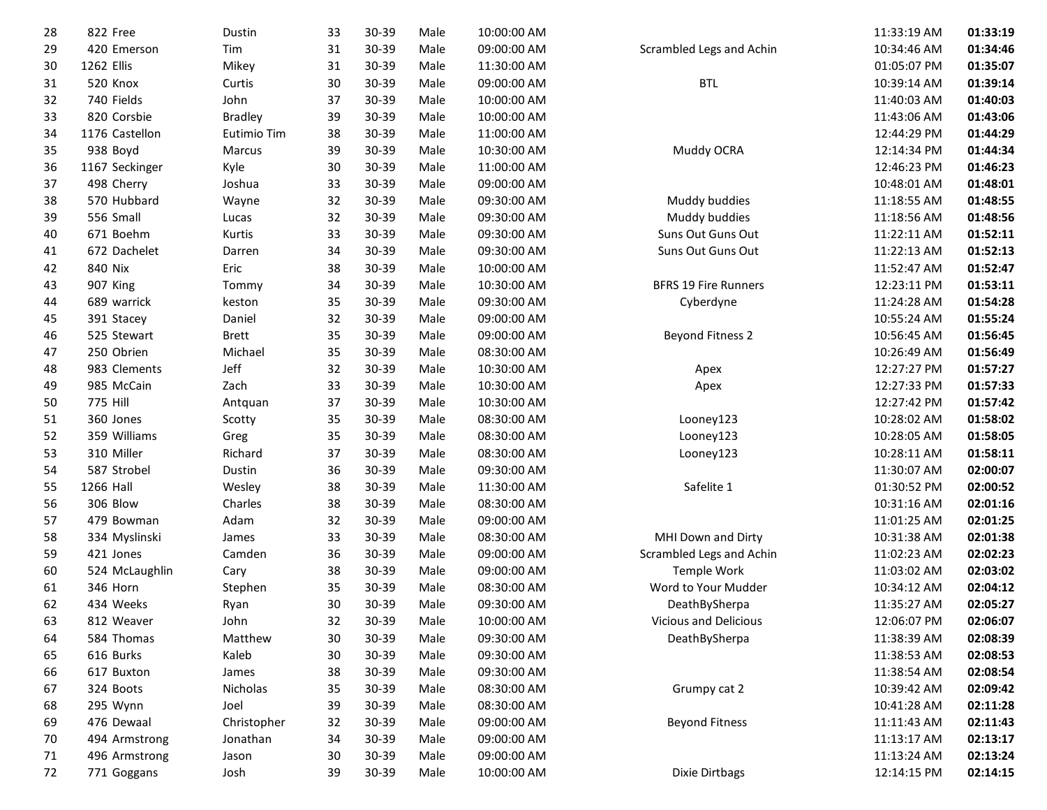| 28 | 822 | Free | Dustin | 33 | 30-39 | Male | 10:00:00 AM | | 11:33:19 AM | **01:33:19** |
|---|---|---|---|---|---|---|---|---|---|---|
| 29 | 420 | Emerson | Tim | 31 | 30-39 | Male | 09:00:00 AM | Scrambled Legs and Achin | 10:34:46 AM | **01:34:46** |
| 30 | 1262 | Ellis | Mikey | 31 | 30-39 | Male | 11:30:00 AM | | 01:05:07 PM | **01:35:07** |
| 31 | 520 | Knox | Curtis | 30 | 30-39 | Male | 09:00:00 AM | BTL | 10:39:14 AM | **01:39:14** |
| 32 | 740 | Fields | John | 37 | 30-39 | Male | 10:00:00 AM | | 11:40:03 AM | **01:40:03** |
| 33 | 820 | Corsbie | Bradley | 39 | 30-39 | Male | 10:00:00 AM | | 11:43:06 AM | **01:43:06** |
| 34 | 1176 | Castellon | Eutimio Tim | 38 | 30-39 | Male | 11:00:00 AM | | 12:44:29 PM | **01:44:29** |
| 35 | 938 | Boyd | Marcus | 39 | 30-39 | Male | 10:30:00 AM | Muddy OCRA | 12:14:34 PM | **01:44:34** |
| 36 | 1167 | Seckinger | Kyle | 30 | 30-39 | Male | 11:00:00 AM | | 12:46:23 PM | **01:46:23** |
| 37 | 498 | Cherry | Joshua | 33 | 30-39 | Male | 09:00:00 AM | | 10:48:01 AM | **01:48:01** |
| 38 | 570 | Hubbard | Wayne | 32 | 30-39 | Male | 09:30:00 AM | Muddy buddies | 11:18:55 AM | **01:48:55** |
| 39 | 556 | Small | Lucas | 32 | 30-39 | Male | 09:30:00 AM | Muddy buddies | 11:18:56 AM | **01:48:56** |
| 40 | 671 | Boehm | Kurtis | 33 | 30-39 | Male | 09:30:00 AM | Suns Out Guns Out | 11:22:11 AM | **01:52:11** |
| 41 | 672 | Dachelet | Darren | 34 | 30-39 | Male | 09:30:00 AM | Suns Out Guns Out | 11:22:13 AM | **01:52:13** |
| 42 | 840 | Nix | Eric | 38 | 30-39 | Male | 10:00:00 AM | | 11:52:47 AM | **01:52:47** |
| 43 | 907 | King | Tommy | 34 | 30-39 | Male | 10:30:00 AM | BFRS 19 Fire Runners | 12:23:11 PM | **01:53:11** |
| 44 | 689 | warrick | keston | 35 | 30-39 | Male | 09:30:00 AM | Cyberdyne | 11:24:28 AM | **01:54:28** |
| 45 | 391 | Stacey | Daniel | 32 | 30-39 | Male | 09:00:00 AM | | 10:55:24 AM | **01:55:24** |
| 46 | 525 | Stewart | Brett | 35 | 30-39 | Male | 09:00:00 AM | Beyond Fitness 2 | 10:56:45 AM | **01:56:45** |
| 47 | 250 | Obrien | Michael | 35 | 30-39 | Male | 08:30:00 AM | | 10:26:49 AM | **01:56:49** |
| 48 | 983 | Clements | Jeff | 32 | 30-39 | Male | 10:30:00 AM | Apex | 12:27:27 PM | **01:57:27** |
| 49 | 985 | McCain | Zach | 33 | 30-39 | Male | 10:30:00 AM | Apex | 12:27:33 PM | **01:57:33** |
| 50 | 775 | Hill | Antquan | 37 | 30-39 | Male | 10:30:00 AM | | 12:27:42 PM | **01:57:42** |
| 51 | 360 | Jones | Scotty | 35 | 30-39 | Male | 08:30:00 AM | Looney123 | 10:28:02 AM | **01:58:02** |
| 52 | 359 | Williams | Greg | 35 | 30-39 | Male | 08:30:00 AM | Looney123 | 10:28:05 AM | **01:58:05** |
| 53 | 310 | Miller | Richard | 37 | 30-39 | Male | 08:30:00 AM | Looney123 | 10:28:11 AM | **01:58:11** |
| 54 | 587 | Strobel | Dustin | 36 | 30-39 | Male | 09:30:00 AM | | 11:30:07 AM | **02:00:07** |
| 55 | 1266 | Hall | Wesley | 38 | 30-39 | Male | 11:30:00 AM | Safelite 1 | 01:30:52 PM | **02:00:52** |
| 56 | 306 | Blow | Charles | 38 | 30-39 | Male | 08:30:00 AM | | 10:31:16 AM | **02:01:16** |
| 57 | 479 | Bowman | Adam | 32 | 30-39 | Male | 09:00:00 AM | | 11:01:25 AM | **02:01:25** |
| 58 | 334 | Myslinski | James | 33 | 30-39 | Male | 08:30:00 AM | MHI Down and Dirty | 10:31:38 AM | **02:01:38** |
| 59 | 421 | Jones | Camden | 36 | 30-39 | Male | 09:00:00 AM | Scrambled Legs and Achin | 11:02:23 AM | **02:02:23** |
| 60 | 524 | McLaughlin | Cary | 38 | 30-39 | Male | 09:00:00 AM | Temple Work | 11:03:02 AM | **02:03:02** |
| 61 | 346 | Horn | Stephen | 35 | 30-39 | Male | 08:30:00 AM | Word to Your Mudder | 10:34:12 AM | **02:04:12** |
| 62 | 434 | Weeks | Ryan | 30 | 30-39 | Male | 09:30:00 AM | DeathBySherpa | 11:35:27 AM | **02:05:27** |
| 63 | 812 | Weaver | John | 32 | 30-39 | Male | 10:00:00 AM | Vicious and Delicious | 12:06:07 PM | **02:06:07** |
| 64 | 584 | Thomas | Matthew | 30 | 30-39 | Male | 09:30:00 AM | DeathBySherpa | 11:38:39 AM | **02:08:39** |
| 65 | 616 | Burks | Kaleb | 30 | 30-39 | Male | 09:30:00 AM | | 11:38:53 AM | **02:08:53** |
| 66 | 617 | Buxton | James | 38 | 30-39 | Male | 09:30:00 AM | | 11:38:54 AM | **02:08:54** |
| 67 | 324 | Boots | Nicholas | 35 | 30-39 | Male | 08:30:00 AM | Grumpy cat 2 | 10:39:42 AM | **02:09:42** |
| 68 | 295 | Wynn | Joel | 39 | 30-39 | Male | 08:30:00 AM | | 10:41:28 AM | **02:11:28** |
| 69 | 476 | Dewaal | Christopher | 32 | 30-39 | Male | 09:00:00 AM | Beyond Fitness | 11:11:43 AM | **02:11:43** |
| 70 | 494 | Armstrong | Jonathan | 34 | 30-39 | Male | 09:00:00 AM | | 11:13:17 AM | **02:13:17** |
| 71 | 496 | Armstrong | Jason | 30 | 30-39 | Male | 09:00:00 AM | | 11:13:24 AM | **02:13:24** |
| 72 | 771 | Goggans | Josh | 39 | 30-39 | Male | 10:00:00 AM | Dixie Dirtbags | 12:14:15 PM | **02:14:15** |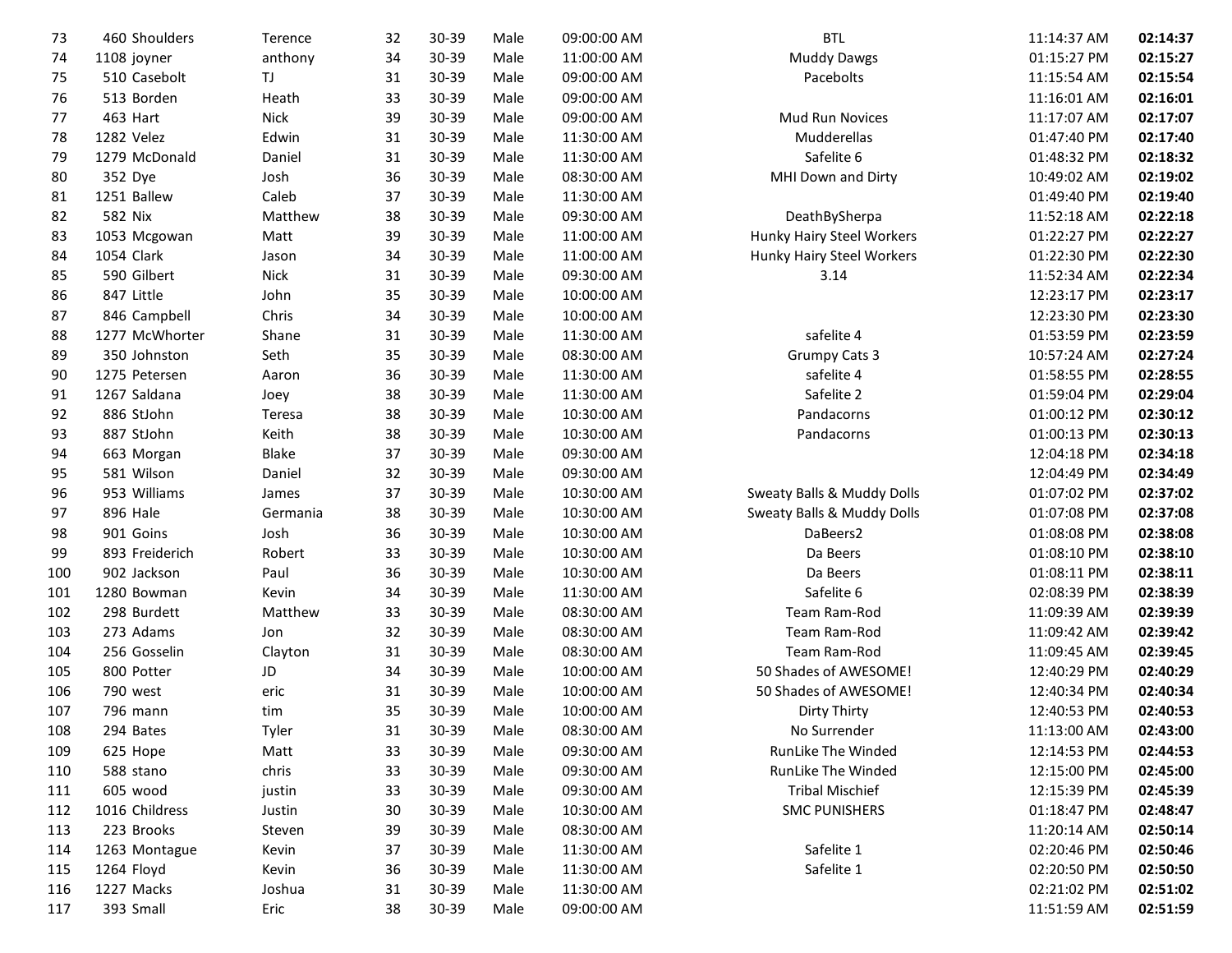| | | | | | | | | | | |
|---|---|---|---|---|---|---|---|---|---|---|
| 73 | 460 | Shoulders | Terence | 32 | 30-39 | Male | 09:00:00 AM | BTL | 11:14:37 AM | **02:14:37** |
| 74 | 1108 | joyner | anthony | 34 | 30-39 | Male | 11:00:00 AM | Muddy Dawgs | 01:15:27 PM | **02:15:27** |
| 75 | 510 | Casebolt | TJ | 31 | 30-39 | Male | 09:00:00 AM | Pacebolts | 11:15:54 AM | **02:15:54** |
| 76 | 513 | Borden | Heath | 33 | 30-39 | Male | 09:00:00 AM | | 11:16:01 AM | **02:16:01** |
| 77 | 463 | Hart | Nick | 39 | 30-39 | Male | 09:00:00 AM | Mud Run Novices | 11:17:07 AM | **02:17:07** |
| 78 | 1282 | Velez | Edwin | 31 | 30-39 | Male | 11:30:00 AM | Mudderellas | 01:47:40 PM | **02:17:40** |
| 79 | 1279 | McDonald | Daniel | 31 | 30-39 | Male | 11:30:00 AM | Safelite 6 | 01:48:32 PM | **02:18:32** |
| 80 | 352 | Dye | Josh | 36 | 30-39 | Male | 08:30:00 AM | MHI Down and Dirty | 10:49:02 AM | **02:19:02** |
| 81 | 1251 | Ballew | Caleb | 37 | 30-39 | Male | 11:30:00 AM | | 01:49:40 PM | **02:19:40** |
| 82 | 582 | Nix | Matthew | 38 | 30-39 | Male | 09:30:00 AM | DeathBySherpa | 11:52:18 AM | **02:22:18** |
| 83 | 1053 | Mcgowan | Matt | 39 | 30-39 | Male | 11:00:00 AM | Hunky Hairy Steel Workers | 01:22:27 PM | **02:22:27** |
| 84 | 1054 | Clark | Jason | 34 | 30-39 | Male | 11:00:00 AM | Hunky Hairy Steel Workers | 01:22:30 PM | **02:22:30** |
| 85 | 590 | Gilbert | Nick | 31 | 30-39 | Male | 09:30:00 AM | 3.14 | 11:52:34 AM | **02:22:34** |
| 86 | 847 | Little | John | 35 | 30-39 | Male | 10:00:00 AM | | 12:23:17 PM | **02:23:17** |
| 87 | 846 | Campbell | Chris | 34 | 30-39 | Male | 10:00:00 AM | | 12:23:30 PM | **02:23:30** |
| 88 | 1277 | McWhorter | Shane | 31 | 30-39 | Male | 11:30:00 AM | safelite 4 | 01:53:59 PM | **02:23:59** |
| 89 | 350 | Johnston | Seth | 35 | 30-39 | Male | 08:30:00 AM | Grumpy Cats 3 | 10:57:24 AM | **02:27:24** |
| 90 | 1275 | Petersen | Aaron | 36 | 30-39 | Male | 11:30:00 AM | safelite 4 | 01:58:55 PM | **02:28:55** |
| 91 | 1267 | Saldana | Joey | 38 | 30-39 | Male | 11:30:00 AM | Safelite 2 | 01:59:04 PM | **02:29:04** |
| 92 | 886 | StJohn | Teresa | 38 | 30-39 | Male | 10:30:00 AM | Pandacorns | 01:00:12 PM | **02:30:12** |
| 93 | 887 | StJohn | Keith | 38 | 30-39 | Male | 10:30:00 AM | Pandacorns | 01:00:13 PM | **02:30:13** |
| 94 | 663 | Morgan | Blake | 37 | 30-39 | Male | 09:30:00 AM | | 12:04:18 PM | **02:34:18** |
| 95 | 581 | Wilson | Daniel | 32 | 30-39 | Male | 09:30:00 AM | | 12:04:49 PM | **02:34:49** |
| 96 | 953 | Williams | James | 37 | 30-39 | Male | 10:30:00 AM | Sweaty Balls & Muddy Dolls | 01:07:02 PM | **02:37:02** |
| 97 | 896 | Hale | Germania | 38 | 30-39 | Male | 10:30:00 AM | Sweaty Balls & Muddy Dolls | 01:07:08 PM | **02:37:08** |
| 98 | 901 | Goins | Josh | 36 | 30-39 | Male | 10:30:00 AM | DaBeers2 | 01:08:08 PM | **02:38:08** |
| 99 | 893 | Freiderich | Robert | 33 | 30-39 | Male | 10:30:00 AM | Da Beers | 01:08:10 PM | **02:38:10** |
| 100 | 902 | Jackson | Paul | 36 | 30-39 | Male | 10:30:00 AM | Da Beers | 01:08:11 PM | **02:38:11** |
| 101 | 1280 | Bowman | Kevin | 34 | 30-39 | Male | 11:30:00 AM | Safelite 6 | 02:08:39 PM | **02:38:39** |
| 102 | 298 | Burdett | Matthew | 33 | 30-39 | Male | 08:30:00 AM | Team Ram-Rod | 11:09:39 AM | **02:39:39** |
| 103 | 273 | Adams | Jon | 32 | 30-39 | Male | 08:30:00 AM | Team Ram-Rod | 11:09:42 AM | **02:39:42** |
| 104 | 256 | Gosselin | Clayton | 31 | 30-39 | Male | 08:30:00 AM | Team Ram-Rod | 11:09:45 AM | **02:39:45** |
| 105 | 800 | Potter | JD | 34 | 30-39 | Male | 10:00:00 AM | 50 Shades of AWESOME! | 12:40:29 PM | **02:40:29** |
| 106 | 790 | west | eric | 31 | 30-39 | Male | 10:00:00 AM | 50 Shades of AWESOME! | 12:40:34 PM | **02:40:34** |
| 107 | 796 | mann | tim | 35 | 30-39 | Male | 10:00:00 AM | Dirty Thirty | 12:40:53 PM | **02:40:53** |
| 108 | 294 | Bates | Tyler | 31 | 30-39 | Male | 08:30:00 AM | No Surrender | 11:13:00 AM | **02:43:00** |
| 109 | 625 | Hope | Matt | 33 | 30-39 | Male | 09:30:00 AM | RunLike The Winded | 12:14:53 PM | **02:44:53** |
| 110 | 588 | stano | chris | 33 | 30-39 | Male | 09:30:00 AM | RunLike The Winded | 12:15:00 PM | **02:45:00** |
| 111 | 605 | wood | justin | 33 | 30-39 | Male | 09:30:00 AM | Tribal Mischief | 12:15:39 PM | **02:45:39** |
| 112 | 1016 | Childress | Justin | 30 | 30-39 | Male | 10:30:00 AM | SMC PUNISHERS | 01:18:47 PM | **02:48:47** |
| 113 | 223 | Brooks | Steven | 39 | 30-39 | Male | 08:30:00 AM | | 11:20:14 AM | **02:50:14** |
| 114 | 1263 | Montague | Kevin | 37 | 30-39 | Male | 11:30:00 AM | Safelite 1 | 02:20:46 PM | **02:50:46** |
| 115 | 1264 | Floyd | Kevin | 36 | 30-39 | Male | 11:30:00 AM | Safelite 1 | 02:20:50 PM | **02:50:50** |
| 116 | 1227 | Macks | Joshua | 31 | 30-39 | Male | 11:30:00 AM | | 02:21:02 PM | **02:51:02** |
| 117 | 393 | Small | Eric | 38 | 30-39 | Male | 09:00:00 AM | | 11:51:59 AM | **02:51:59** |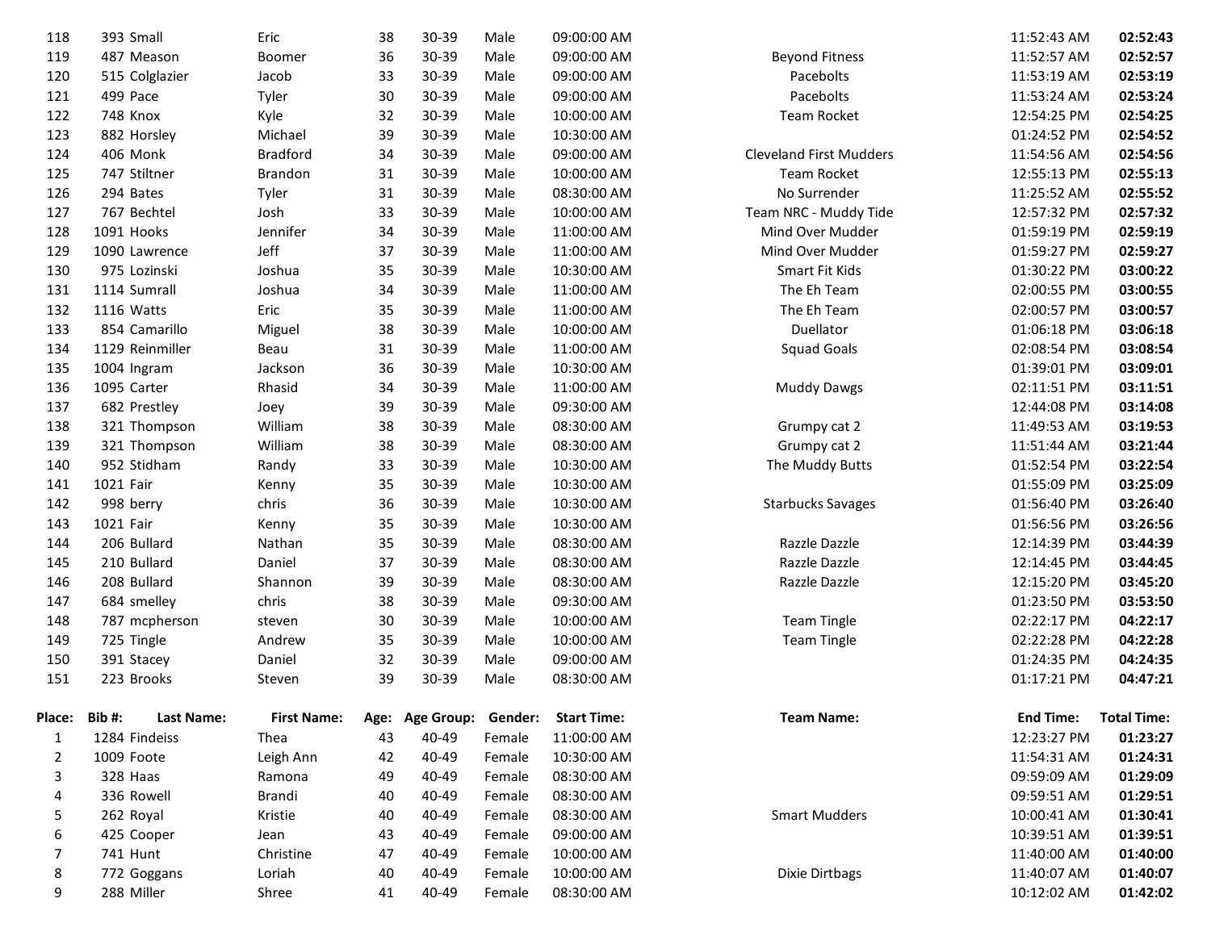| Place: | Bib #: | Last Name: | First Name: | Age: | Age Group: | Gender: | Start Time: | Team Name: | End Time: | Total Time: |
|---|---|---|---|---|---|---|---|---|---|---|
| 118 | 393 | Small | Eric | 38 | 30-39 | Male | 09:00:00 AM | | 11:52:43 AM | **02:52:43** |
| 119 | 487 | Meason | Boomer | 36 | 30-39 | Male | 09:00:00 AM | Beyond Fitness | 11:52:57 AM | **02:52:57** |
| 120 | 515 | Colglazier | Jacob | 33 | 30-39 | Male | 09:00:00 AM | Pacebolts | 11:53:19 AM | **02:53:19** |
| 121 | 499 | Pace | Tyler | 30 | 30-39 | Male | 09:00:00 AM | Pacebolts | 11:53:24 AM | **02:53:24** |
| 122 | 748 | Knox | Kyle | 32 | 30-39 | Male | 10:00:00 AM | Team Rocket | 12:54:25 PM | **02:54:25** |
| 123 | 882 | Horsley | Michael | 39 | 30-39 | Male | 10:30:00 AM | | 01:24:52 PM | **02:54:52** |
| 124 | 406 | Monk | Bradford | 34 | 30-39 | Male | 09:00:00 AM | Cleveland First Mudders | 11:54:56 AM | **02:54:56** |
| 125 | 747 | Stiltner | Brandon | 31 | 30-39 | Male | 10:00:00 AM | Team Rocket | 12:55:13 PM | **02:55:13** |
| 126 | 294 | Bates | Tyler | 31 | 30-39 | Male | 08:30:00 AM | No Surrender | 11:25:52 AM | **02:55:52** |
| 127 | 767 | Bechtel | Josh | 33 | 30-39 | Male | 10:00:00 AM | Team NRC - Muddy Tide | 12:57:32 PM | **02:57:32** |
| 128 | 1091 | Hooks | Jennifer | 34 | 30-39 | Male | 11:00:00 AM | Mind Over Mudder | 01:59:19 PM | **02:59:19** |
| 129 | 1090 | Lawrence | Jeff | 37 | 30-39 | Male | 11:00:00 AM | Mind Over Mudder | 01:59:27 PM | **02:59:27** |
| 130 | 975 | Lozinski | Joshua | 35 | 30-39 | Male | 10:30:00 AM | Smart Fit Kids | 01:30:22 PM | **03:00:22** |
| 131 | 1114 | Sumrall | Joshua | 34 | 30-39 | Male | 11:00:00 AM | The Eh Team | 02:00:55 PM | **03:00:55** |
| 132 | 1116 | Watts | Eric | 35 | 30-39 | Male | 11:00:00 AM | The Eh Team | 02:00:57 PM | **03:00:57** |
| 133 | 854 | Camarillo | Miguel | 38 | 30-39 | Male | 10:00:00 AM | Duellator | 01:06:18 PM | **03:06:18** |
| 134 | 1129 | Reinmiller | Beau | 31 | 30-39 | Male | 11:00:00 AM | Squad Goals | 02:08:54 PM | **03:08:54** |
| 135 | 1004 | Ingram | Jackson | 36 | 30-39 | Male | 10:30:00 AM | | 01:39:01 PM | **03:09:01** |
| 136 | 1095 | Carter | Rhasid | 34 | 30-39 | Male | 11:00:00 AM | Muddy Dawgs | 02:11:51 PM | **03:11:51** |
| 137 | 682 | Prestley | Joey | 39 | 30-39 | Male | 09:30:00 AM | | 12:44:08 PM | **03:14:08** |
| 138 | 321 | Thompson | William | 38 | 30-39 | Male | 08:30:00 AM | Grumpy cat 2 | 11:49:53 AM | **03:19:53** |
| 139 | 321 | Thompson | William | 38 | 30-39 | Male | 08:30:00 AM | Grumpy cat 2 | 11:51:44 AM | **03:21:44** |
| 140 | 952 | Stidham | Randy | 33 | 30-39 | Male | 10:30:00 AM | The Muddy Butts | 01:52:54 PM | **03:22:54** |
| 141 | 1021 | Fair | Kenny | 35 | 30-39 | Male | 10:30:00 AM | | 01:55:09 PM | **03:25:09** |
| 142 | 998 | berry | chris | 36 | 30-39 | Male | 10:30:00 AM | Starbucks Savages | 01:56:40 PM | **03:26:40** |
| 143 | 1021 | Fair | Kenny | 35 | 30-39 | Male | 10:30:00 AM | | 01:56:56 PM | **03:26:56** |
| 144 | 206 | Bullard | Nathan | 35 | 30-39 | Male | 08:30:00 AM | Razzle Dazzle | 12:14:39 PM | **03:44:39** |
| 145 | 210 | Bullard | Daniel | 37 | 30-39 | Male | 08:30:00 AM | Razzle Dazzle | 12:14:45 PM | **03:44:45** |
| 146 | 208 | Bullard | Shannon | 39 | 30-39 | Male | 08:30:00 AM | Razzle Dazzle | 12:15:20 PM | **03:45:20** |
| 147 | 684 | smelley | chris | 38 | 30-39 | Male | 09:30:00 AM | | 01:23:50 PM | **03:53:50** |
| 148 | 787 | mcpherson | steven | 30 | 30-39 | Male | 10:00:00 AM | Team Tingle | 02:22:17 PM | **04:22:17** |
| 149 | 725 | Tingle | Andrew | 35 | 30-39 | Male | 10:00:00 AM | Team Tingle | 02:22:28 PM | **04:22:28** |
| 150 | 391 | Stacey | Daniel | 32 | 30-39 | Male | 09:00:00 AM | | 01:24:35 PM | **04:24:35** |
| 151 | 223 | Brooks | Steven | 39 | 30-39 | Male | 08:30:00 AM | | 01:17:21 PM | **04:47:21** |

| Place: | Bib #: | Last Name: | First Name: | Age: | Age Group: | Gender: | Start Time: | Team Name: | End Time: | Total Time: |
|---|---|---|---|---|---|---|---|---|---|---|
| 1 | 1284 | Findeiss | Thea | 43 | 40-49 | Female | 11:00:00 AM | | 12:23:27 PM | **01:23:27** |
| 2 | 1009 | Foote | Leigh Ann | 42 | 40-49 | Female | 10:30:00 AM | | 11:54:31 AM | **01:24:31** |
| 3 | 328 | Haas | Ramona | 49 | 40-49 | Female | 08:30:00 AM | | 09:59:09 AM | **01:29:09** |
| 4 | 336 | Rowell | Brandi | 40 | 40-49 | Female | 08:30:00 AM | | 09:59:51 AM | **01:29:51** |
| 5 | 262 | Royal | Kristie | 40 | 40-49 | Female | 08:30:00 AM | Smart Mudders | 10:00:41 AM | **01:30:41** |
| 6 | 425 | Cooper | Jean | 43 | 40-49 | Female | 09:00:00 AM | | 10:39:51 AM | **01:39:51** |
| 7 | 741 | Hunt | Christine | 47 | 40-49 | Female | 10:00:00 AM | | 11:40:00 AM | **01:40:00** |
| 8 | 772 | Goggans | Loriah | 40 | 40-49 | Female | 10:00:00 AM | Dixie Dirtbags | 11:40:07 AM | **01:40:07** |
| 9 | 288 | Miller | Shree | 41 | 40-49 | Female | 08:30:00 AM | | 10:12:02 AM | **01:42:02** |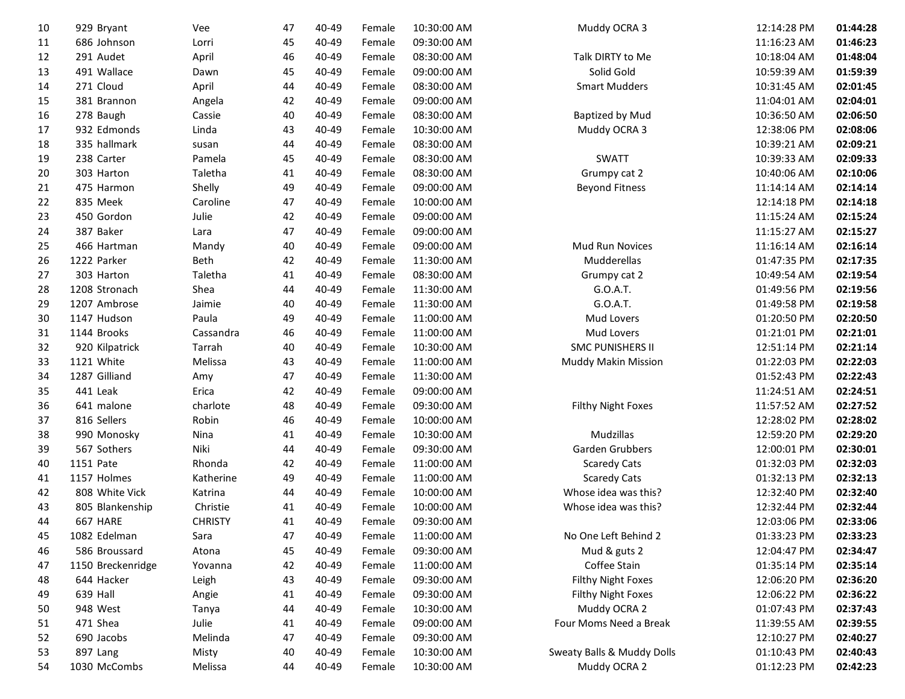| 10 | 929 | Bryant | Vee | 47 | 40-49 | Female | 10:30:00 AM | Muddy OCRA 3 | 12:14:28 PM | **01:44:28** |
|---|---|---|---|---|---|---|---|---|---|---|
| 11 | 686 | Johnson | Lorri | 45 | 40-49 | Female | 09:30:00 AM | | 11:16:23 AM | **01:46:23** |
| 12 | 291 | Audet | April | 46 | 40-49 | Female | 08:30:00 AM | Talk DIRTY to Me | 10:18:04 AM | **01:48:04** |
| 13 | 491 | Wallace | Dawn | 45 | 40-49 | Female | 09:00:00 AM | Solid Gold | 10:59:39 AM | **01:59:39** |
| 14 | 271 | Cloud | April | 44 | 40-49 | Female | 08:30:00 AM | Smart Mudders | 10:31:45 AM | **02:01:45** |
| 15 | 381 | Brannon | Angela | 42 | 40-49 | Female | 09:00:00 AM | | 11:04:01 AM | **02:04:01** |
| 16 | 278 | Baugh | Cassie | 40 | 40-49 | Female | 08:30:00 AM | Baptized by Mud | 10:36:50 AM | **02:06:50** |
| 17 | 932 | Edmonds | Linda | 43 | 40-49 | Female | 10:30:00 AM | Muddy OCRA 3 | 12:38:06 PM | **02:08:06** |
| 18 | 335 | hallmark | susan | 44 | 40-49 | Female | 08:30:00 AM | | 10:39:21 AM | **02:09:21** |
| 19 | 238 | Carter | Pamela | 45 | 40-49 | Female | 08:30:00 AM | SWATT | 10:39:33 AM | **02:09:33** |
| 20 | 303 | Harton | Taletha | 41 | 40-49 | Female | 08:30:00 AM | Grumpy cat 2 | 10:40:06 AM | **02:10:06** |
| 21 | 475 | Harmon | Shelly | 49 | 40-49 | Female | 09:00:00 AM | Beyond Fitness | 11:14:14 AM | **02:14:14** |
| 22 | 835 | Meek | Caroline | 47 | 40-49 | Female | 10:00:00 AM | | 12:14:18 PM | **02:14:18** |
| 23 | 450 | Gordon | Julie | 42 | 40-49 | Female | 09:00:00 AM | | 11:15:24 AM | **02:15:24** |
| 24 | 387 | Baker | Lara | 47 | 40-49 | Female | 09:00:00 AM | | 11:15:27 AM | **02:15:27** |
| 25 | 466 | Hartman | Mandy | 40 | 40-49 | Female | 09:00:00 AM | Mud Run Novices | 11:16:14 AM | **02:16:14** |
| 26 | 1222 | Parker | Beth | 42 | 40-49 | Female | 11:30:00 AM | Mudderellas | 01:47:35 PM | **02:17:35** |
| 27 | 303 | Harton | Taletha | 41 | 40-49 | Female | 08:30:00 AM | Grumpy cat 2 | 10:49:54 AM | **02:19:54** |
| 28 | 1208 | Stronach | Shea | 44 | 40-49 | Female | 11:30:00 AM | G.O.A.T. | 01:49:56 PM | **02:19:56** |
| 29 | 1207 | Ambrose | Jaimie | 40 | 40-49 | Female | 11:30:00 AM | G.O.A.T. | 01:49:58 PM | **02:19:58** |
| 30 | 1147 | Hudson | Paula | 49 | 40-49 | Female | 11:00:00 AM | Mud Lovers | 01:20:50 PM | **02:20:50** |
| 31 | 1144 | Brooks | Cassandra | 46 | 40-49 | Female | 11:00:00 AM | Mud Lovers | 01:21:01 PM | **02:21:01** |
| 32 | 920 | Kilpatrick | Tarrah | 40 | 40-49 | Female | 10:30:00 AM | SMC PUNISHERS II | 12:51:14 PM | **02:21:14** |
| 33 | 1121 | White | Melissa | 43 | 40-49 | Female | 11:00:00 AM | Muddy Makin Mission | 01:22:03 PM | **02:22:03** |
| 34 | 1287 | Gilliand | Amy | 47 | 40-49 | Female | 11:30:00 AM | | 01:52:43 PM | **02:22:43** |
| 35 | 441 | Leak | Erica | 42 | 40-49 | Female | 09:00:00 AM | | 11:24:51 AM | **02:24:51** |
| 36 | 641 | malone | charlote | 48 | 40-49 | Female | 09:30:00 AM | Filthy Night Foxes | 11:57:52 AM | **02:27:52** |
| 37 | 816 | Sellers | Robin | 46 | 40-49 | Female | 10:00:00 AM | | 12:28:02 PM | **02:28:02** |
| 38 | 990 | Monosky | Nina | 41 | 40-49 | Female | 10:30:00 AM | Mudzillas | 12:59:20 PM | **02:29:20** |
| 39 | 567 | Sothers | Niki | 44 | 40-49 | Female | 09:30:00 AM | Garden Grubbers | 12:00:01 PM | **02:30:01** |
| 40 | 1151 | Pate | Rhonda | 42 | 40-49 | Female | 11:00:00 AM | Scaredy Cats | 01:32:03 PM | **02:32:03** |
| 41 | 1157 | Holmes | Katherine | 49 | 40-49 | Female | 11:00:00 AM | Scaredy Cats | 01:32:13 PM | **02:32:13** |
| 42 | 808 | White Vick | Katrina | 44 | 40-49 | Female | 10:00:00 AM | Whose idea was this? | 12:32:40 PM | **02:32:40** |
| 43 | 805 | Blankenship | Christie | 41 | 40-49 | Female | 10:00:00 AM | Whose idea was this? | 12:32:44 PM | **02:32:44** |
| 44 | 667 | HARE | CHRISTY | 41 | 40-49 | Female | 09:30:00 AM | | 12:03:06 PM | **02:33:06** |
| 45 | 1082 | Edelman | Sara | 47 | 40-49 | Female | 11:00:00 AM | No One Left Behind 2 | 01:33:23 PM | **02:33:23** |
| 46 | 586 | Broussard | Atona | 45 | 40-49 | Female | 09:30:00 AM | Mud & guts 2 | 12:04:47 PM | **02:34:47** |
| 47 | 1150 | Breckenridge | Yovanna | 42 | 40-49 | Female | 11:00:00 AM | Coffee Stain | 01:35:14 PM | **02:35:14** |
| 48 | 644 | Hacker | Leigh | 43 | 40-49 | Female | 09:30:00 AM | Filthy Night Foxes | 12:06:20 PM | **02:36:20** |
| 49 | 639 | Hall | Angie | 41 | 40-49 | Female | 09:30:00 AM | Filthy Night Foxes | 12:06:22 PM | **02:36:22** |
| 50 | 948 | West | Tanya | 44 | 40-49 | Female | 10:30:00 AM | Muddy OCRA 2 | 01:07:43 PM | **02:37:43** |
| 51 | 471 | Shea | Julie | 41 | 40-49 | Female | 09:00:00 AM | Four Moms Need a Break | 11:39:55 AM | **02:39:55** |
| 52 | 690 | Jacobs | Melinda | 47 | 40-49 | Female | 09:30:00 AM | | 12:10:27 PM | **02:40:27** |
| 53 | 897 | Lang | Misty | 40 | 40-49 | Female | 10:30:00 AM | Sweaty Balls & Muddy Dolls | 01:10:43 PM | **02:40:43** |
| 54 | 1030 | McCombs | Melissa | 44 | 40-49 | Female | 10:30:00 AM | Muddy OCRA 2 | 01:12:23 PM | **02:42:23** |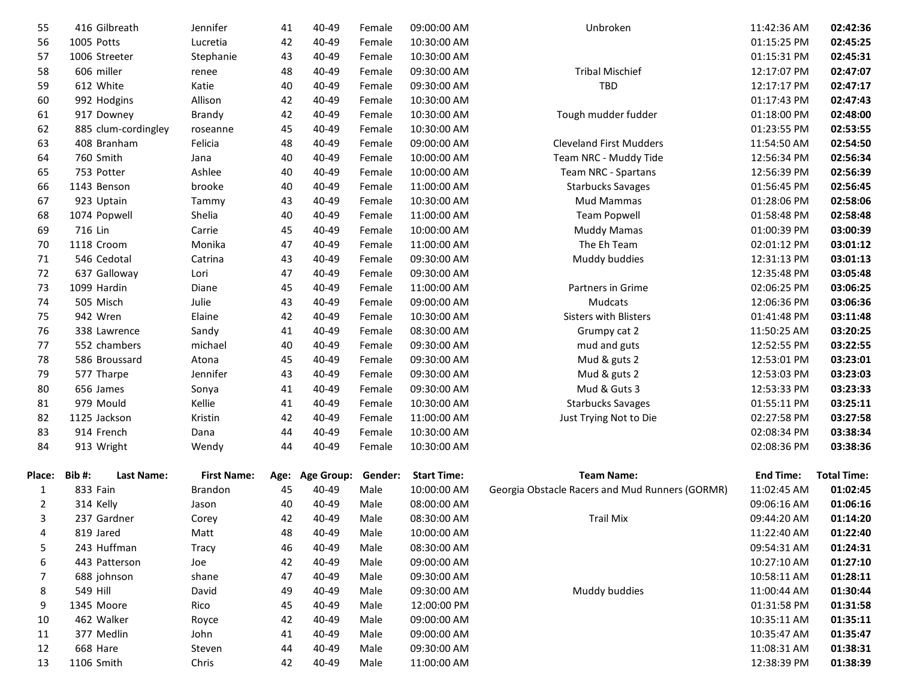| | | | | | | | | | | |
|---|---|---|---|---|---|---|---|---|---|---|
| 55 | 416 | Gilbreath | Jennifer | 41 | 40-49 | Female | 09:00:00 AM | Unbroken | 11:42:36 AM | **02:42:36** |
| 56 | 1005 | Potts | Lucretia | 42 | 40-49 | Female | 10:30:00 AM | | 01:15:25 PM | **02:45:25** |
| 57 | 1006 | Streeter | Stephanie | 43 | 40-49 | Female | 10:30:00 AM | | 01:15:31 PM | **02:45:31** |
| 58 | 606 | miller | renee | 48 | 40-49 | Female | 09:30:00 AM | Tribal Mischief | 12:17:07 PM | **02:47:07** |
| 59 | 612 | White | Katie | 40 | 40-49 | Female | 09:30:00 AM | TBD | 12:17:17 PM | **02:47:17** |
| 60 | 992 | Hodgins | Allison | 42 | 40-49 | Female | 10:30:00 AM | | 01:17:43 PM | **02:47:43** |
| 61 | 917 | Downey | Brandy | 42 | 40-49 | Female | 10:30:00 AM | Tough mudder fudder | 01:18:00 PM | **02:48:00** |
| 62 | 885 | clum-cordingley | roseanne | 45 | 40-49 | Female | 10:30:00 AM | | 01:23:55 PM | **02:53:55** |
| 63 | 408 | Branham | Felicia | 48 | 40-49 | Female | 09:00:00 AM | Cleveland First Mudders | 11:54:50 AM | **02:54:50** |
| 64 | 760 | Smith | Jana | 40 | 40-49 | Female | 10:00:00 AM | Team NRC - Muddy Tide | 12:56:34 PM | **02:56:34** |
| 65 | 753 | Potter | Ashlee | 40 | 40-49 | Female | 10:00:00 AM | Team NRC - Spartans | 12:56:39 PM | **02:56:39** |
| 66 | 1143 | Benson | brooke | 40 | 40-49 | Female | 11:00:00 AM | Starbucks Savages | 01:56:45 PM | **02:56:45** |
| 67 | 923 | Uptain | Tammy | 43 | 40-49 | Female | 10:30:00 AM | Mud Mammas | 01:28:06 PM | **02:58:06** |
| 68 | 1074 | Popwell | Shelia | 40 | 40-49 | Female | 11:00:00 AM | Team Popwell | 01:58:48 PM | **02:58:48** |
| 69 | 716 | Lin | Carrie | 45 | 40-49 | Female | 10:00:00 AM | Muddy Mamas | 01:00:39 PM | **03:00:39** |
| 70 | 1118 | Croom | Monika | 47 | 40-49 | Female | 11:00:00 AM | The Eh Team | 02:01:12 PM | **03:01:12** |
| 71 | 546 | Cedotal | Catrina | 43 | 40-49 | Female | 09:30:00 AM | Muddy buddies | 12:31:13 PM | **03:01:13** |
| 72 | 637 | Galloway | Lori | 47 | 40-49 | Female | 09:30:00 AM | | 12:35:48 PM | **03:05:48** |
| 73 | 1099 | Hardin | Diane | 45 | 40-49 | Female | 11:00:00 AM | Partners in Grime | 02:06:25 PM | **03:06:25** |
| 74 | 505 | Misch | Julie | 43 | 40-49 | Female | 09:00:00 AM | Mudcats | 12:06:36 PM | **03:06:36** |
| 75 | 942 | Wren | Elaine | 42 | 40-49 | Female | 10:30:00 AM | Sisters with Blisters | 01:41:48 PM | **03:11:48** |
| 76 | 338 | Lawrence | Sandy | 41 | 40-49 | Female | 08:30:00 AM | Grumpy cat 2 | 11:50:25 AM | **03:20:25** |
| 77 | 552 | chambers | michael | 40 | 40-49 | Female | 09:30:00 AM | mud and guts | 12:52:55 PM | **03:22:55** |
| 78 | 586 | Broussard | Atona | 45 | 40-49 | Female | 09:30:00 AM | Mud & guts 2 | 12:53:01 PM | **03:23:01** |
| 79 | 577 | Tharpe | Jennifer | 43 | 40-49 | Female | 09:30:00 AM | Mud & guts 2 | 12:53:03 PM | **03:23:03** |
| 80 | 656 | James | Sonya | 41 | 40-49 | Female | 09:30:00 AM | Mud & Guts 3 | 12:53:33 PM | **03:23:33** |
| 81 | 979 | Mould | Kellie | 41 | 40-49 | Female | 10:30:00 AM | Starbucks Savages | 01:55:11 PM | **03:25:11** |
| 82 | 1125 | Jackson | Kristin | 42 | 40-49 | Female | 11:00:00 AM | Just Trying Not to Die | 02:27:58 PM | **03:27:58** |
| 83 | 914 | French | Dana | 44 | 40-49 | Female | 10:30:00 AM | | 02:08:34 PM | **03:38:34** |
| 84 | 913 | Wright | Wendy | 44 | 40-49 | Female | 10:30:00 AM | | 02:08:36 PM | **03:38:36** |

| Place: | Bib #: | Last Name: | First Name: | Age: | Age Group: | Gender: | Start Time: | Team Name: | End Time: | Total Time: |
|---|---|---|---|---|---|---|---|---|---|---|
| 1 | 833 | Fain | Brandon | 45 | 40-49 | Male | 10:00:00 AM | Georgia Obstacle Racers and Mud Runners (GORMR) | 11:02:45 AM | **01:02:45** |
| 2 | 314 | Kelly | Jason | 40 | 40-49 | Male | 08:00:00 AM | | 09:06:16 AM | **01:06:16** |
| 3 | 237 | Gardner | Corey | 42 | 40-49 | Male | 08:30:00 AM | Trail Mix | 09:44:20 AM | **01:14:20** |
| 4 | 819 | Jared | Matt | 48 | 40-49 | Male | 10:00:00 AM | | 11:22:40 AM | **01:22:40** |
| 5 | 243 | Huffman | Tracy | 46 | 40-49 | Male | 08:30:00 AM | | 09:54:31 AM | **01:24:31** |
| 6 | 443 | Patterson | Joe | 42 | 40-49 | Male | 09:00:00 AM | | 10:27:10 AM | **01:27:10** |
| 7 | 688 | johnson | shane | 47 | 40-49 | Male | 09:30:00 AM | | 10:58:11 AM | **01:28:11** |
| 8 | 549 | Hill | David | 49 | 40-49 | Male | 09:30:00 AM | Muddy buddies | 11:00:44 AM | **01:30:44** |
| 9 | 1345 | Moore | Rico | 45 | 40-49 | Male | 12:00:00 PM | | 01:31:58 PM | **01:31:58** |
| 10 | 462 | Walker | Royce | 42 | 40-49 | Male | 09:00:00 AM | | 10:35:11 AM | **01:35:11** |
| 11 | 377 | Medlin | John | 41 | 40-49 | Male | 09:00:00 AM | | 10:35:47 AM | **01:35:47** |
| 12 | 668 | Hare | Steven | 44 | 40-49 | Male | 09:30:00 AM | | 11:08:31 AM | **01:38:31** |
| 13 | 1106 | Smith | Chris | 42 | 40-49 | Male | 11:00:00 AM | | 12:38:39 PM | **01:38:39** |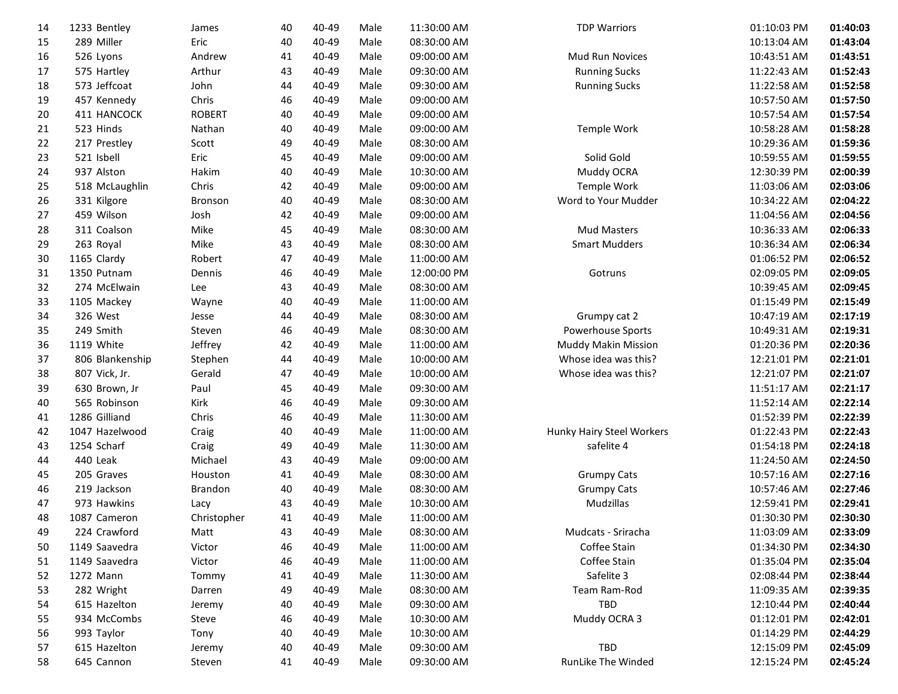| | | | | | | | | | |
|---|---|---|---|---|---|---|---|---|---|
| 14 | 1233 Bentley | James | 40 | 40-49 | Male | 11:30:00 AM | TDP Warriors | 01:10:03 PM | **01:40:03** |
| 15 | 289 Miller | Eric | 40 | 40-49 | Male | 08:30:00 AM | | 10:13:04 AM | **01:43:04** |
| 16 | 526 Lyons | Andrew | 41 | 40-49 | Male | 09:00:00 AM | Mud Run Novices | 10:43:51 AM | **01:43:51** |
| 17 | 575 Hartley | Arthur | 43 | 40-49 | Male | 09:30:00 AM | Running Sucks | 11:22:43 AM | **01:52:43** |
| 18 | 573 Jeffcoat | John | 44 | 40-49 | Male | 09:30:00 AM | Running Sucks | 11:22:58 AM | **01:52:58** |
| 19 | 457 Kennedy | Chris | 46 | 40-49 | Male | 09:00:00 AM | | 10:57:50 AM | **01:57:50** |
| 20 | 411 HANCOCK | ROBERT | 40 | 40-49 | Male | 09:00:00 AM | | 10:57:54 AM | **01:57:54** |
| 21 | 523 Hinds | Nathan | 40 | 40-49 | Male | 09:00:00 AM | Temple Work | 10:58:28 AM | **01:58:28** |
| 22 | 217 Prestley | Scott | 49 | 40-49 | Male | 08:30:00 AM | | 10:29:36 AM | **01:59:36** |
| 23 | 521 Isbell | Eric | 45 | 40-49 | Male | 09:00:00 AM | Solid Gold | 10:59:55 AM | **01:59:55** |
| 24 | 937 Alston | Hakim | 40 | 40-49 | Male | 10:30:00 AM | Muddy OCRA | 12:30:39 PM | **02:00:39** |
| 25 | 518 McLaughlin | Chris | 42 | 40-49 | Male | 09:00:00 AM | Temple Work | 11:03:06 AM | **02:03:06** |
| 26 | 331 Kilgore | Bronson | 40 | 40-49 | Male | 08:30:00 AM | Word to Your Mudder | 10:34:22 AM | **02:04:22** |
| 27 | 459 Wilson | Josh | 42 | 40-49 | Male | 09:00:00 AM | | 11:04:56 AM | **02:04:56** |
| 28 | 311 Coalson | Mike | 45 | 40-49 | Male | 08:30:00 AM | Mud Masters | 10:36:33 AM | **02:06:33** |
| 29 | 263 Royal | Mike | 43 | 40-49 | Male | 08:30:00 AM | Smart Mudders | 10:36:34 AM | **02:06:34** |
| 30 | 1165 Clardy | Robert | 47 | 40-49 | Male | 11:00:00 AM | | 01:06:52 PM | **02:06:52** |
| 31 | 1350 Putnam | Dennis | 46 | 40-49 | Male | 12:00:00 PM | Gotruns | 02:09:05 PM | **02:09:05** |
| 32 | 274 McElwain | Lee | 43 | 40-49 | Male | 08:30:00 AM | | 10:39:45 AM | **02:09:45** |
| 33 | 1105 Mackey | Wayne | 40 | 40-49 | Male | 11:00:00 AM | | 01:15:49 PM | **02:15:49** |
| 34 | 326 West | Jesse | 44 | 40-49 | Male | 08:30:00 AM | Grumpy cat 2 | 10:47:19 AM | **02:17:19** |
| 35 | 249 Smith | Steven | 46 | 40-49 | Male | 08:30:00 AM | Powerhouse Sports | 10:49:31 AM | **02:19:31** |
| 36 | 1119 White | Jeffrey | 42 | 40-49 | Male | 11:00:00 AM | Muddy Makin Mission | 01:20:36 PM | **02:20:36** |
| 37 | 806 Blankenship | Stephen | 44 | 40-49 | Male | 10:00:00 AM | Whose idea was this? | 12:21:01 PM | **02:21:01** |
| 38 | 807 Vick, Jr. | Gerald | 47 | 40-49 | Male | 10:00:00 AM | Whose idea was this? | 12:21:07 PM | **02:21:07** |
| 39 | 630 Brown, Jr | Paul | 45 | 40-49 | Male | 09:30:00 AM | | 11:51:17 AM | **02:21:17** |
| 40 | 565 Robinson | Kirk | 46 | 40-49 | Male | 09:30:00 AM | | 11:52:14 AM | **02:22:14** |
| 41 | 1286 Gilliand | Chris | 46 | 40-49 | Male | 11:30:00 AM | | 01:52:39 PM | **02:22:39** |
| 42 | 1047 Hazelwood | Craig | 40 | 40-49 | Male | 11:00:00 AM | Hunky Hairy Steel Workers | 01:22:43 PM | **02:22:43** |
| 43 | 1254 Scharf | Craig | 49 | 40-49 | Male | 11:30:00 AM | safelite 4 | 01:54:18 PM | **02:24:18** |
| 44 | 440 Leak | Michael | 43 | 40-49 | Male | 09:00:00 AM | | 11:24:50 AM | **02:24:50** |
| 45 | 205 Graves | Houston | 41 | 40-49 | Male | 08:30:00 AM | Grumpy Cats | 10:57:16 AM | **02:27:16** |
| 46 | 219 Jackson | Brandon | 40 | 40-49 | Male | 08:30:00 AM | Grumpy Cats | 10:57:46 AM | **02:27:46** |
| 47 | 973 Hawkins | Lacy | 43 | 40-49 | Male | 10:30:00 AM | Mudzillas | 12:59:41 PM | **02:29:41** |
| 48 | 1087 Cameron | Christopher | 41 | 40-49 | Male | 11:00:00 AM | | 01:30:30 PM | **02:30:30** |
| 49 | 224 Crawford | Matt | 43 | 40-49 | Male | 08:30:00 AM | Mudcats - Sriracha | 11:03:09 AM | **02:33:09** |
| 50 | 1149 Saavedra | Victor | 46 | 40-49 | Male | 11:00:00 AM | Coffee Stain | 01:34:30 PM | **02:34:30** |
| 51 | 1149 Saavedra | Victor | 46 | 40-49 | Male | 11:00:00 AM | Coffee Stain | 01:35:04 PM | **02:35:04** |
| 52 | 1272 Mann | Tommy | 41 | 40-49 | Male | 11:30:00 AM | Safelite 3 | 02:08:44 PM | **02:38:44** |
| 53 | 282 Wright | Darren | 49 | 40-49 | Male | 08:30:00 AM | Team Ram-Rod | 11:09:35 AM | **02:39:35** |
| 54 | 615 Hazelton | Jeremy | 40 | 40-49 | Male | 09:30:00 AM | TBD | 12:10:44 PM | **02:40:44** |
| 55 | 934 McCombs | Steve | 46 | 40-49 | Male | 10:30:00 AM | Muddy OCRA 3 | 01:12:01 PM | **02:42:01** |
| 56 | 993 Taylor | Tony | 40 | 40-49 | Male | 10:30:00 AM | | 01:14:29 PM | **02:44:29** |
| 57 | 615 Hazelton | Jeremy | 40 | 40-49 | Male | 09:30:00 AM | TBD | 12:15:09 PM | **02:45:09** |
| 58 | 645 Cannon | Steven | 41 | 40-49 | Male | 09:30:00 AM | RunLike The Winded | 12:15:24 PM | **02:45:24** |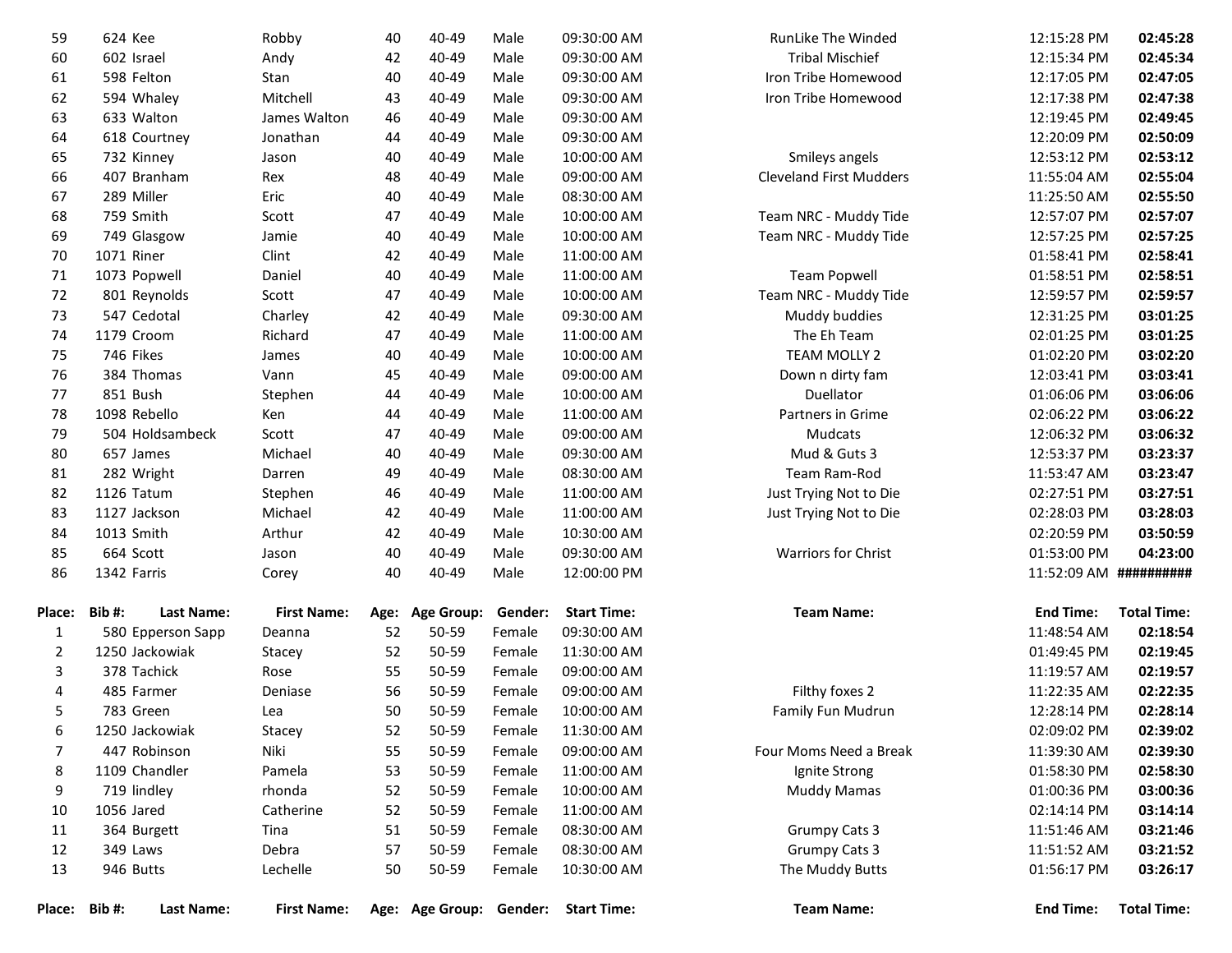| Place: | Bib #: | Last Name: | First Name: | Age: | Age Group: | Gender: | Start Time: | Team Name: | End Time: | Total Time: |
|---|---|---|---|---|---|---|---|---|---|---|
| 59 | 624 | Kee | Robby | 40 | 40-49 | Male | 09:30:00 AM | RunLike The Winded | 12:15:28 PM | **02:45:28** |
| 60 | 602 | Israel | Andy | 42 | 40-49 | Male | 09:30:00 AM | Tribal Mischief | 12:15:34 PM | **02:45:34** |
| 61 | 598 | Felton | Stan | 40 | 40-49 | Male | 09:30:00 AM | Iron Tribe Homewood | 12:17:05 PM | **02:47:05** |
| 62 | 594 | Whaley | Mitchell | 43 | 40-49 | Male | 09:30:00 AM | Iron Tribe Homewood | 12:17:38 PM | **02:47:38** |
| 63 | 633 | Walton | James Walton | 46 | 40-49 | Male | 09:30:00 AM | | 12:19:45 PM | **02:49:45** |
| 64 | 618 | Courtney | Jonathan | 44 | 40-49 | Male | 09:30:00 AM | | 12:20:09 PM | **02:50:09** |
| 65 | 732 | Kinney | Jason | 40 | 40-49 | Male | 10:00:00 AM | Smileys angels | 12:53:12 PM | **02:53:12** |
| 66 | 407 | Branham | Rex | 48 | 40-49 | Male | 09:00:00 AM | Cleveland First Mudders | 11:55:04 AM | **02:55:04** |
| 67 | 289 | Miller | Eric | 40 | 40-49 | Male | 08:30:00 AM | | 11:25:50 AM | **02:55:50** |
| 68 | 759 | Smith | Scott | 47 | 40-49 | Male | 10:00:00 AM | Team NRC - Muddy Tide | 12:57:07 PM | **02:57:07** |
| 69 | 749 | Glasgow | Jamie | 40 | 40-49 | Male | 10:00:00 AM | Team NRC - Muddy Tide | 12:57:25 PM | **02:57:25** |
| 70 | 1071 | Riner | Clint | 42 | 40-49 | Male | 11:00:00 AM | | 01:58:41 PM | **02:58:41** |
| 71 | 1073 | Popwell | Daniel | 40 | 40-49 | Male | 11:00:00 AM | Team Popwell | 01:58:51 PM | **02:58:51** |
| 72 | 801 | Reynolds | Scott | 47 | 40-49 | Male | 10:00:00 AM | Team NRC - Muddy Tide | 12:59:57 PM | **02:59:57** |
| 73 | 547 | Cedotal | Charley | 42 | 40-49 | Male | 09:30:00 AM | Muddy buddies | 12:31:25 PM | **03:01:25** |
| 74 | 1179 | Croom | Richard | 47 | 40-49 | Male | 11:00:00 AM | The Eh Team | 02:01:25 PM | **03:01:25** |
| 75 | 746 | Fikes | James | 40 | 40-49 | Male | 10:00:00 AM | TEAM MOLLY 2 | 01:02:20 PM | **03:02:20** |
| 76 | 384 | Thomas | Vann | 45 | 40-49 | Male | 09:00:00 AM | Down n dirty fam | 12:03:41 PM | **03:03:41** |
| 77 | 851 | Bush | Stephen | 44 | 40-49 | Male | 10:00:00 AM | Duellator | 01:06:06 PM | **03:06:06** |
| 78 | 1098 | Rebello | Ken | 44 | 40-49 | Male | 11:00:00 AM | Partners in Grime | 02:06:22 PM | **03:06:22** |
| 79 | 504 | Holdsambeck | Scott | 47 | 40-49 | Male | 09:00:00 AM | Mudcats | 12:06:32 PM | **03:06:32** |
| 80 | 657 | James | Michael | 40 | 40-49 | Male | 09:30:00 AM | Mud & Guts 3 | 12:53:37 PM | **03:23:37** |
| 81 | 282 | Wright | Darren | 49 | 40-49 | Male | 08:30:00 AM | Team Ram-Rod | 11:53:47 AM | **03:23:47** |
| 82 | 1126 | Tatum | Stephen | 46 | 40-49 | Male | 11:00:00 AM | Just Trying Not to Die | 02:27:51 PM | **03:27:51** |
| 83 | 1127 | Jackson | Michael | 42 | 40-49 | Male | 11:00:00 AM | Just Trying Not to Die | 02:28:03 PM | **03:28:03** |
| 84 | 1013 | Smith | Arthur | 42 | 40-49 | Male | 10:30:00 AM | | 02:20:59 PM | **03:50:59** |
| 85 | 664 | Scott | Jason | 40 | 40-49 | Male | 09:30:00 AM | Warriors for Christ | 01:53:00 PM | **04:23:00** |
| 86 | 1342 | Farris | Corey | 40 | 40-49 | Male | 12:00:00 PM | | 11:52:09 AM | **##########** |

| Place: | Bib #: | Last Name: | First Name: | Age: | Age Group: | Gender: | Start Time: | Team Name: | End Time: | Total Time: |
|---|---|---|---|---|---|---|---|---|---|---|
| 1 | 580 | Epperson Sapp | Deanna | 52 | 50-59 | Female | 09:30:00 AM | | 11:48:54 AM | **02:18:54** |
| 2 | 1250 | Jackowiak | Stacey | 52 | 50-59 | Female | 11:30:00 AM | | 01:49:45 PM | **02:19:45** |
| 3 | 378 | Tachick | Rose | 55 | 50-59 | Female | 09:00:00 AM | | 11:19:57 AM | **02:19:57** |
| 4 | 485 | Farmer | Deniase | 56 | 50-59 | Female | 09:00:00 AM | Filthy foxes 2 | 11:22:35 AM | **02:22:35** |
| 5 | 783 | Green | Lea | 50 | 50-59 | Female | 10:00:00 AM | Family Fun Mudrun | 12:28:14 PM | **02:28:14** |
| 6 | 1250 | Jackowiak | Stacey | 52 | 50-59 | Female | 11:30:00 AM | | 02:09:02 PM | **02:39:02** |
| 7 | 447 | Robinson | Niki | 55 | 50-59 | Female | 09:00:00 AM | Four Moms Need a Break | 11:39:30 AM | **02:39:30** |
| 8 | 1109 | Chandler | Pamela | 53 | 50-59 | Female | 11:00:00 AM | Ignite Strong | 01:58:30 PM | **02:58:30** |
| 9 | 719 | lindley | rhonda | 52 | 50-59 | Female | 10:00:00 AM | Muddy Mamas | 01:00:36 PM | **03:00:36** |
| 10 | 1056 | Jared | Catherine | 52 | 50-59 | Female | 11:00:00 AM | | 02:14:14 PM | **03:14:14** |
| 11 | 364 | Burgett | Tina | 51 | 50-59 | Female | 08:30:00 AM | Grumpy Cats 3 | 11:51:46 AM | **03:21:46** |
| 12 | 349 | Laws | Debra | 57 | 50-59 | Female | 08:30:00 AM | Grumpy Cats 3 | 11:51:52 AM | **03:21:52** |
| 13 | 946 | Butts | Lechelle | 50 | 50-59 | Female | 10:30:00 AM | The Muddy Butts | 01:56:17 PM | **03:26:17** |

| Place: | Bib #: | Last Name: | First Name: | Age: | Age Group: | Gender: | Start Time: | Team Name: | End Time: | Total Time: |
|---|---|---|---|---|---|---|---|---|---|---|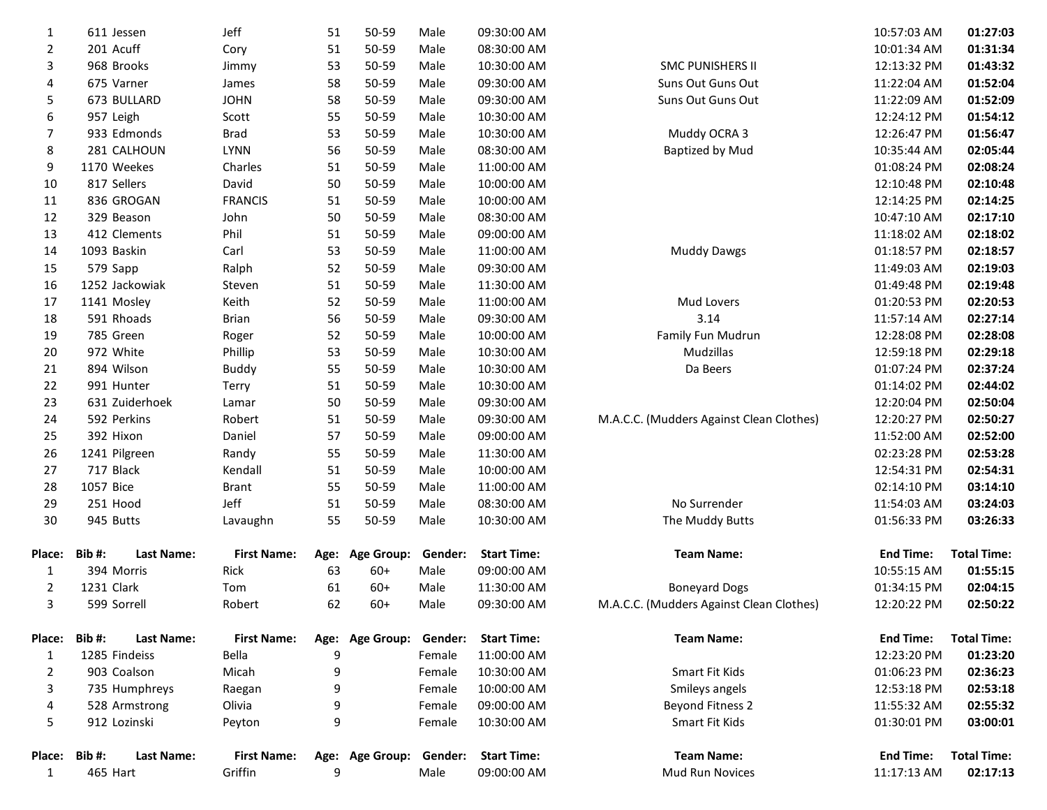| Place: | Bib #: | Last Name: | First Name: | Age: | Age Group: | Gender: | Start Time: | Team Name: | End Time: | Total Time: |
|---|---|---|---|---|---|---|---|---|---|---|
| 1 | 611 | Jessen | Jeff | 51 | 50-59 | Male | 09:30:00 AM | | 10:57:03 AM | **01:27:03** |
| 2 | 201 | Acuff | Cory | 51 | 50-59 | Male | 08:30:00 AM | | 10:01:34 AM | **01:31:34** |
| 3 | 968 | Brooks | Jimmy | 53 | 50-59 | Male | 10:30:00 AM | SMC PUNISHERS II | 12:13:32 PM | **01:43:32** |
| 4 | 675 | Varner | James | 58 | 50-59 | Male | 09:30:00 AM | Suns Out Guns Out | 11:22:04 AM | **01:52:04** |
| 5 | 673 | BULLARD | JOHN | 58 | 50-59 | Male | 09:30:00 AM | Suns Out Guns Out | 11:22:09 AM | **01:52:09** |
| 6 | 957 | Leigh | Scott | 55 | 50-59 | Male | 10:30:00 AM | | 12:24:12 PM | **01:54:12** |
| 7 | 933 | Edmonds | Brad | 53 | 50-59 | Male | 10:30:00 AM | Muddy OCRA 3 | 12:26:47 PM | **01:56:47** |
| 8 | 281 | CALHOUN | LYNN | 56 | 50-59 | Male | 08:30:00 AM | Baptized by Mud | 10:35:44 AM | **02:05:44** |
| 9 | 1170 | Weekes | Charles | 51 | 50-59 | Male | 11:00:00 AM | | 01:08:24 PM | **02:08:24** |
| 10 | 817 | Sellers | David | 50 | 50-59 | Male | 10:00:00 AM | | 12:10:48 PM | **02:10:48** |
| 11 | 836 | GROGAN | FRANCIS | 51 | 50-59 | Male | 10:00:00 AM | | 12:14:25 PM | **02:14:25** |
| 12 | 329 | Beason | John | 50 | 50-59 | Male | 08:30:00 AM | | 10:47:10 AM | **02:17:10** |
| 13 | 412 | Clements | Phil | 51 | 50-59 | Male | 09:00:00 AM | | 11:18:02 AM | **02:18:02** |
| 14 | 1093 | Baskin | Carl | 53 | 50-59 | Male | 11:00:00 AM | Muddy Dawgs | 01:18:57 PM | **02:18:57** |
| 15 | 579 | Sapp | Ralph | 52 | 50-59 | Male | 09:30:00 AM | | 11:49:03 AM | **02:19:03** |
| 16 | 1252 | Jackowiak | Steven | 51 | 50-59 | Male | 11:30:00 AM | | 01:49:48 PM | **02:19:48** |
| 17 | 1141 | Mosley | Keith | 52 | 50-59 | Male | 11:00:00 AM | Mud Lovers | 01:20:53 PM | **02:20:53** |
| 18 | 591 | Rhoads | Brian | 56 | 50-59 | Male | 09:30:00 AM | 3.14 | 11:57:14 AM | **02:27:14** |
| 19 | 785 | Green | Roger | 52 | 50-59 | Male | 10:00:00 AM | Family Fun Mudrun | 12:28:08 PM | **02:28:08** |
| 20 | 972 | White | Phillip | 53 | 50-59 | Male | 10:30:00 AM | Mudzillas | 12:59:18 PM | **02:29:18** |
| 21 | 894 | Wilson | Buddy | 55 | 50-59 | Male | 10:30:00 AM | Da Beers | 01:07:24 PM | **02:37:24** |
| 22 | 991 | Hunter | Terry | 51 | 50-59 | Male | 10:30:00 AM | | 01:14:02 PM | **02:44:02** |
| 23 | 631 | Zuiderhoek | Lamar | 50 | 50-59 | Male | 09:30:00 AM | | 12:20:04 PM | **02:50:04** |
| 24 | 592 | Perkins | Robert | 51 | 50-59 | Male | 09:30:00 AM | M.A.C.C. (Mudders Against Clean Clothes) | 12:20:27 PM | **02:50:27** |
| 25 | 392 | Hixon | Daniel | 57 | 50-59 | Male | 09:00:00 AM | | 11:52:00 AM | **02:52:00** |
| 26 | 1241 | Pilgreen | Randy | 55 | 50-59 | Male | 11:30:00 AM | | 02:23:28 PM | **02:53:28** |
| 27 | 717 | Black | Kendall | 51 | 50-59 | Male | 10:00:00 AM | | 12:54:31 PM | **02:54:31** |
| 28 | 1057 | Bice | Brant | 55 | 50-59 | Male | 11:00:00 AM | | 02:14:10 PM | **03:14:10** |
| 29 | 251 | Hood | Jeff | 51 | 50-59 | Male | 08:30:00 AM | No Surrender | 11:54:03 AM | **03:24:03** |
| 30 | 945 | Butts | Lavaughn | 55 | 50-59 | Male | 10:30:00 AM | The Muddy Butts | 01:56:33 PM | **03:26:33** |

| Place: | Bib #: | Last Name: | First Name: | Age: | Age Group: | Gender: | Start Time: | Team Name: | End Time: | Total Time: |
|---|---|---|---|---|---|---|---|---|---|---|
| 1 | 394 | Morris | Rick | 63 | 60+ | Male | 09:00:00 AM | | 10:55:15 AM | **01:55:15** |
| 2 | 1231 | Clark | Tom | 61 | 60+ | Male | 11:30:00 AM | Boneyard Dogs | 01:34:15 PM | **02:04:15** |
| 3 | 599 | Sorrell | Robert | 62 | 60+ | Male | 09:30:00 AM | M.A.C.C. (Mudders Against Clean Clothes) | 12:20:22 PM | **02:50:22** |

| Place: | Bib #: | Last Name: | First Name: | Age: | Age Group: | Gender: | Start Time: | Team Name: | End Time: | Total Time: |
|---|---|---|---|---|---|---|---|---|---|---|
| 1 | 1285 | Findeiss | Bella | 9 | | Female | 11:00:00 AM | | 12:23:20 PM | **01:23:20** |
| 2 | 903 | Coalson | Micah | 9 | | Female | 10:30:00 AM | Smart Fit Kids | 01:06:23 PM | **02:36:23** |
| 3 | 735 | Humphreys | Raegan | 9 | | Female | 10:00:00 AM | Smileys angels | 12:53:18 PM | **02:53:18** |
| 4 | 528 | Armstrong | Olivia | 9 | | Female | 09:00:00 AM | Beyond Fitness 2 | 11:55:32 AM | **02:55:32** |
| 5 | 912 | Lozinski | Peyton | 9 | | Female | 10:30:00 AM | Smart Fit Kids | 01:30:01 PM | **03:00:01** |

| Place: | Bib #: | Last Name: | First Name: | Age: | Age Group: | Gender: | Start Time: | Team Name: | End Time: | Total Time: |
|---|---|---|---|---|---|---|---|---|---|---|
| 1 | 465 | Hart | Griffin | 9 | | Male | 09:00:00 AM | Mud Run Novices | 11:17:13 AM | **02:17:13** |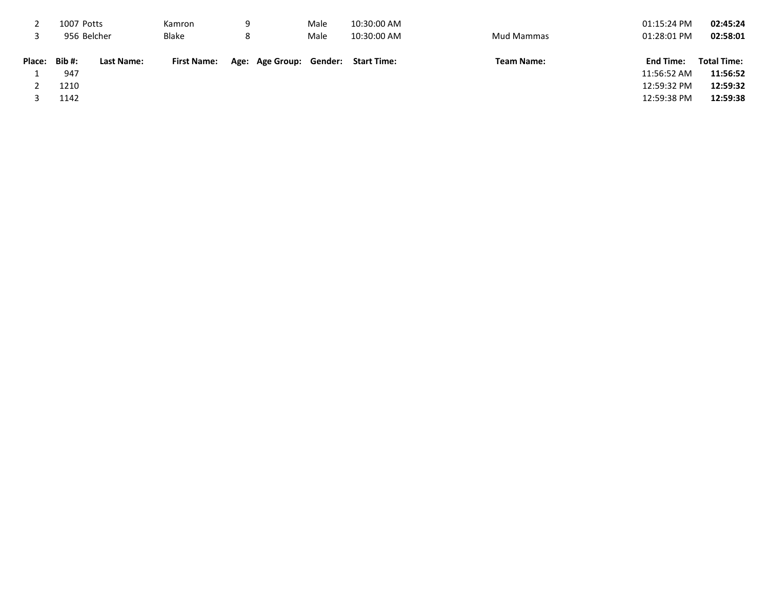| | | | | | | | | | | |
|---|---|---|---|---|---|---|---|---|---|---|
| 2 | 1007 | Potts | Kamron | 9 | | Male | 10:30:00 AM | | 01:15:24 PM | **02:45:24** |
| 3 | 956 | Belcher | Blake | 8 | | Male | 10:30:00 AM | Mud Mammas | 01:28:01 PM | **02:58:01** |

| Place: | Bib #: | Last Name: | First Name: | Age: | Age Group: | Gender: | Start Time: | Team Name: | End Time: | Total Time: |
|---|---|---|---|---|---|---|---|---|---|---|
| 1 | 947 | | | | | | | | 11:56:52 AM | **11:56:52** |
| 2 | 1210 | | | | | | | | 12:59:32 PM | **12:59:32** |
| 3 | 1142 | | | | | | | | 12:59:38 PM | **12:59:38** |